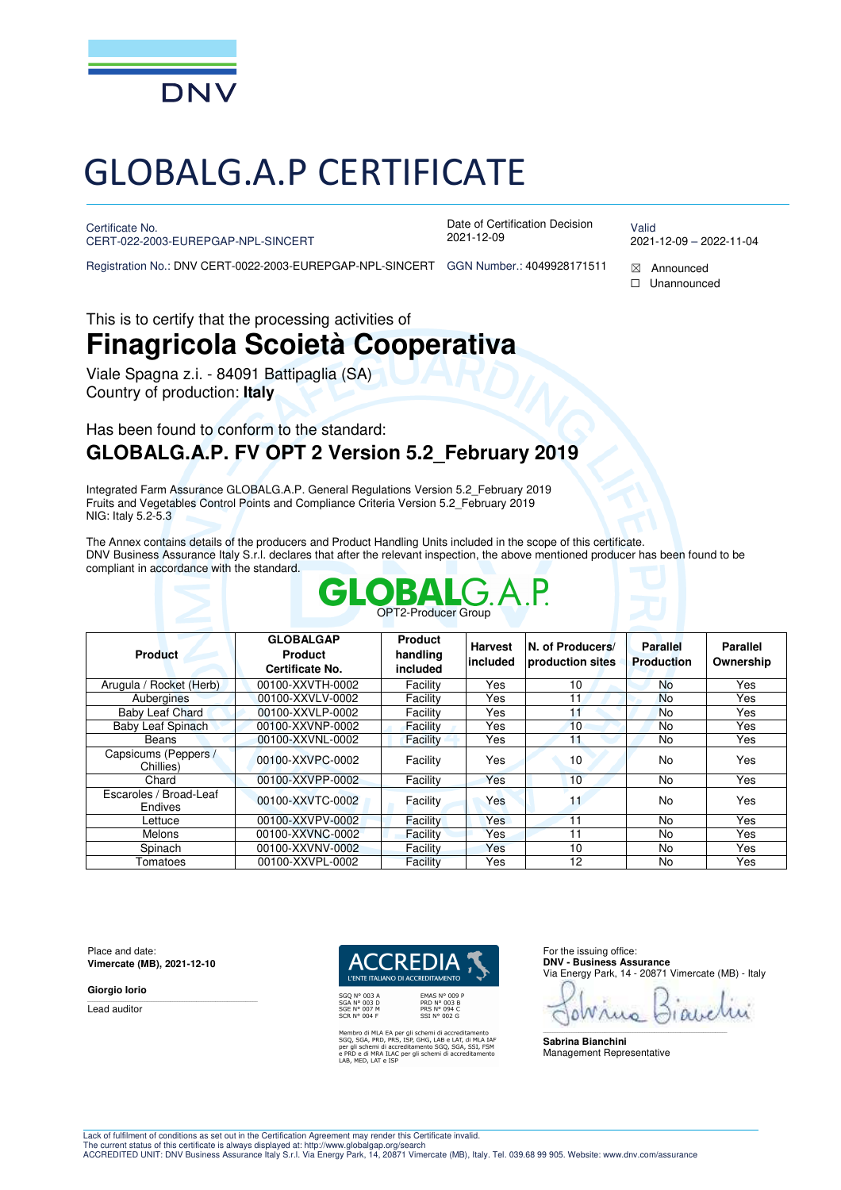DNV

# GLOBALG.A.P CERTIFICATE

Certificate No.
CERT-022-2003-EUREPGAP-NPL-SINCERT

Date of Certification Decision
2021-12-09

Valid
2021-12-09 – 2022-11-04

Registration No.: DNV CERT-0022-2003-EUREPGAP-NPL-SINCERT

GGN Number.: 4049928171511

☒ Announced
☐ Unannounced

This is to certify that the processing activities of

## Finagricola Scoietà Cooperativa

Viale Spagna z.i. - 84091 Battipaglia (SA)
Country of production: **Italy**

Has been found to conform to the standard:

### GLOBALG.A.P. FV OPT 2 Version 5.2_February 2019

Integrated Farm Assurance GLOBALG.A.P. General Regulations Version 5.2_February 2019
Fruits and Vegetables Control Points and Compliance Criteria Version 5.2_February 2019
NIG: Italy 5.2-5.3

The Annex contains details of the producers and Product Handling Units included in the scope of this certificate.
DNV Business Assurance Italy S.r.l. declares that after the relevant inspection, the above mentioned producer has been found to be compliant in accordance with the standard.

GLOBALG.A.P.
OPT2-Producer Group

| Product | GLOBALGAP Product Certificate No. | Product handling included | Harvest included | N. of Producers/ production sites | Parallel Production | Parallel Ownership |
|---|---|---|---|---|---|---|
| Arugula / Rocket (Herb) | 00100-XXVTH-0002 | Facility | Yes | 10 | No | Yes |
| Aubergines | 00100-XXVLV-0002 | Facility | Yes | 11 | No | Yes |
| Baby Leaf Chard | 00100-XXVLP-0002 | Facility | Yes | 11 | No | Yes |
| Baby Leaf Spinach | 00100-XXVNP-0002 | Facility | Yes | 10 | No | Yes |
| Beans | 00100-XXVNL-0002 | Facility | Yes | 11 | No | Yes |
| Capsicums (Peppers / Chillies) | 00100-XXVPC-0002 | Facility | Yes | 10 | No | Yes |
| Chard | 00100-XXVPP-0002 | Facility | Yes | 10 | No | Yes |
| Escaroles / Broad-Leaf Endives | 00100-XXVTC-0002 | Facility | Yes | 11 | No | Yes |
| Lettuce | 00100-XXVPV-0002 | Facility | Yes | 11 | No | Yes |
| Melons | 00100-XXVNC-0002 | Facility | Yes | 11 | No | Yes |
| Spinach | 00100-XXVNV-0002 | Facility | Yes | 10 | No | Yes |
| Tomatoes | 00100-XXVPL-0002 | Facility | Yes | 12 | No | Yes |

Place and date:
**Vimercate (MB), 2021-12-10**

**Giorgio Iorio**
Lead auditor

ACCREDIA
L'ENTE ITALIANO DI ACCREDITAMENTO

SGQ N° 003 A
SGA N° 003 D
SGE N° 007 M
SCR N° 004 F

EMAS N° 009 P
PRD N° 003 B
PRS N° 094 C
SSI N° 002 G

Membro di MLA EA per gli schemi di accreditamento SGQ, SGA, PRD, PRS, ISP, GHG, LAB e LAT, di MLA IAF per gli schemi di accreditamento SGQ, SGA, SSI, FSM e PRD e di MRA ILAC per gli schemi di accreditamento LAB, MED, LAT e ISP

For the issuing office:
**DNV - Business Assurance**
Via Energy Park, 14 - 20871 Vimercate (MB) - Italy

**Sabrina Bianchini**
Management Representative

Lack of fulfilment of conditions as set out in the Certification Agreement may render this Certificate invalid.
The current status of this certificate is always displayed at: http://www.globalgap.org/search
ACCREDITED UNIT: DNV Business Assurance Italy S.r.l. Via Energy Park, 14, 20871 Vimercate (MB), Italy. Tel. 039.68 99 905. Website: www.dnv.com/assurance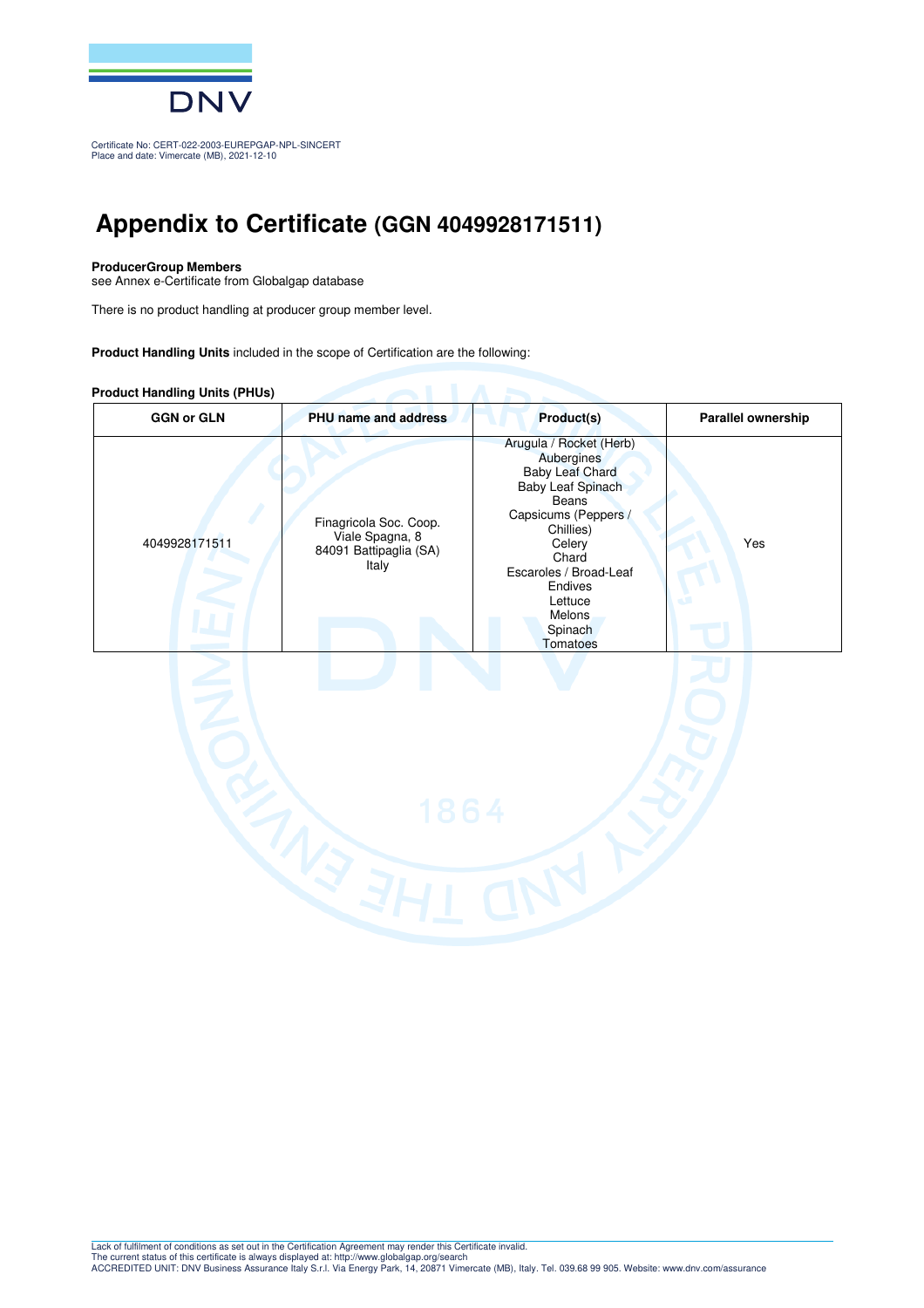Certificate No: CERT-022-2003-EUREPGAP-NPL-SINCERT
Place and date: Vimercate (MB), 2021-12-10

# Appendix to Certificate (GGN 4049928171511)

**ProducerGroup Members**
see Annex e-Certificate from Globalgap database

There is no product handling at producer group member level.

**Product Handling Units** included in the scope of Certification are the following:

**Product Handling Units (PHUs)**

| GGN or GLN | PHU name and address | Product(s) | Parallel ownership |
|---|---|---|---|
| 4049928171511 | Finagricola Soc. Coop.<br>Viale Spagna, 8<br>84091 Battipaglia (SA)<br>Italy | Arugula / Rocket (Herb)<br>Aubergines<br>Baby Leaf Chard<br>Baby Leaf Spinach<br>Beans<br>Capsicums (Peppers / Chillies)<br>Celery<br>Chard<br>Escaroles / Broad-Leaf Endives<br>Lettuce<br>Melons<br>Spinach<br>Tomatoes | Yes |

Lack of fulfilment of conditions as set out in the Certification Agreement may render this Certificate invalid.
The current status of this certificate is always displayed at: http://www.globalgap.org/search
ACCREDITED UNIT: DNV Business Assurance Italy S.r.l. Via Energy Park, 14, 20871 Vimercate (MB), Italy. Tel. 039.68 99 905. Website: www.dnv.com/assurance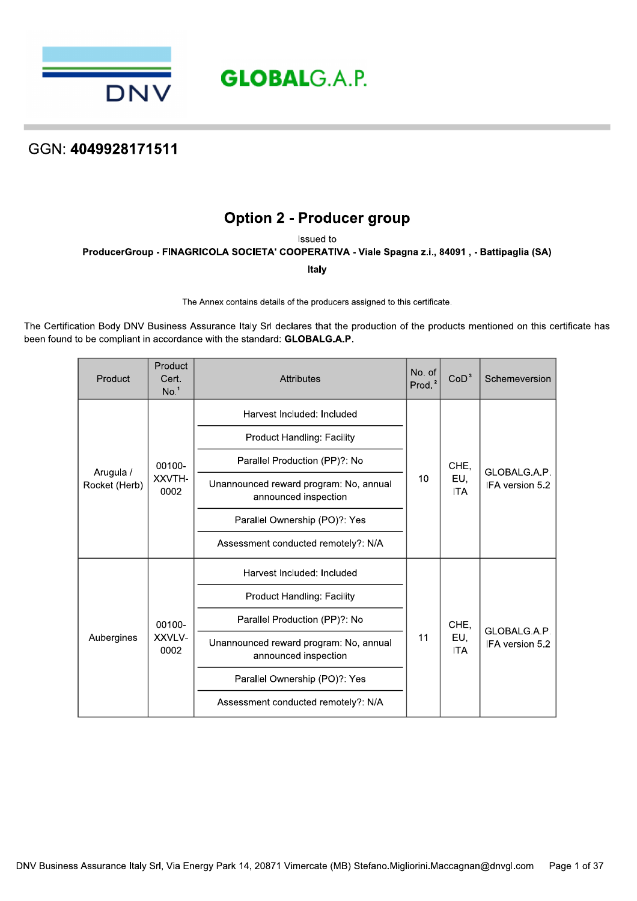GLOBALG.A.P.

GGN: **4049928171511**

# Option 2 - Producer group

Issued to

**ProducerGroup - FINAGRICOLA SOCIETA' COOPERATIVA - Viale Spagna z.i., 84091 , - Battipaglia (SA)**

**Italy**

The Annex contains details of the producers assigned to this certificate.

The Certification Body DNV Business Assurance Italy Srl declares that the production of the products mentioned on this certificate has been found to be compliant in accordance with the standard: **GLOBALG.A.P.**

| Product | Product Cert. No.[1] | Attributes | No. of Prod.[2] | CoD[3] | Schemeversion |
|---|---|---|---|---|---|
| Arugula / Rocket (Herb) | 00100-XXVTH-0002 | Harvest Included: Included<br>Product Handling: Facility<br>Parallel Production (PP)?: No<br>Unannounced reward program: No, annual announced inspection<br>Parallel Ownership (PO)?: Yes<br>Assessment conducted remotely?: N/A | 10 | CHE, EU, ITA | GLOBALG.A.P. IFA version 5.2 |
| Aubergines | 00100-XXVLV-0002 | Harvest Included: Included<br>Product Handling: Facility<br>Parallel Production (PP)?: No<br>Unannounced reward program: No, annual announced inspection<br>Parallel Ownership (PO)?: Yes<br>Assessment conducted remotely?: N/A | 11 | CHE, EU, ITA | GLOBALG.A.P. IFA version 5.2 |

DNV Business Assurance Italy Srl, Via Energy Park 14, 20871 Vimercate (MB) Stefano.Migliorini.Maccagnan@dnvgl.com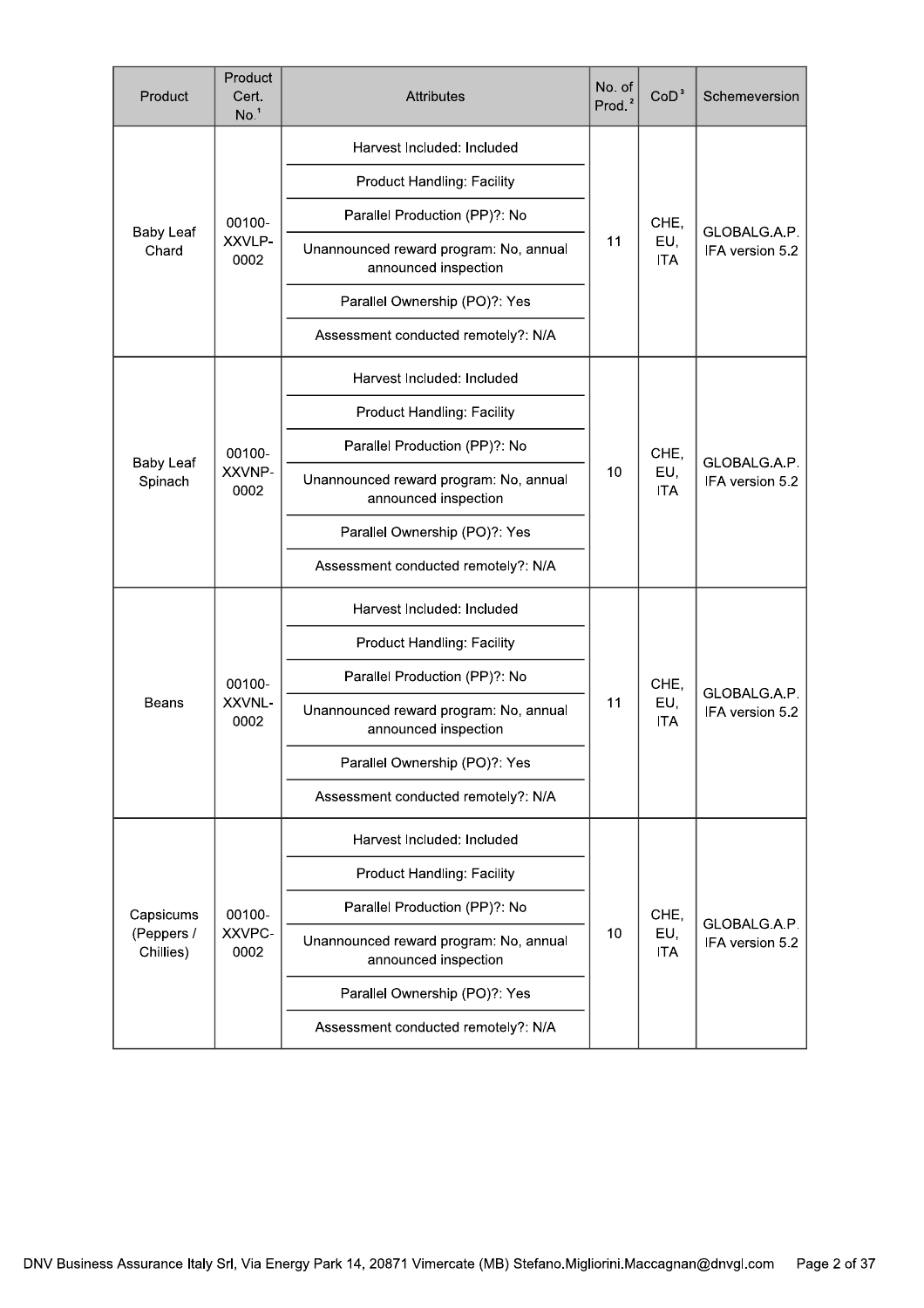| Product | Product Cert. No.[1] | Attributes | No. of Prod.[2] | CoD[3] | Schemeversion |
|---|---|---|---|---|---|
| Baby Leaf Chard | 00100-XXVLP-0002 | Harvest Included: Included<br>Product Handling: Facility<br>Parallel Production (PP)?: No<br>Unannounced reward program: No, annual announced inspection<br>Parallel Ownership (PO)?: Yes<br>Assessment conducted remotely?: N/A | 11 | CHE, EU, ITA | GLOBALG.A.P. IFA version 5.2 |
| Baby Leaf Spinach | 00100-XXVNP-0002 | Harvest Included: Included<br>Product Handling: Facility<br>Parallel Production (PP)?: No<br>Unannounced reward program: No, annual announced inspection<br>Parallel Ownership (PO)?: Yes<br>Assessment conducted remotely?: N/A | 10 | CHE, EU, ITA | GLOBALG.A.P. IFA version 5.2 |
| Beans | 00100-XXVNL-0002 | Harvest Included: Included<br>Product Handling: Facility<br>Parallel Production (PP)?: No<br>Unannounced reward program: No, annual announced inspection<br>Parallel Ownership (PO)?: Yes<br>Assessment conducted remotely?: N/A | 11 | CHE, EU, ITA | GLOBALG.A.P. IFA version 5.2 |
| Capsicums (Peppers / Chillies) | 00100-XXVPC-0002 | Harvest Included: Included<br>Product Handling: Facility<br>Parallel Production (PP)?: No<br>Unannounced reward program: No, annual announced inspection<br>Parallel Ownership (PO)?: Yes<br>Assessment conducted remotely?: N/A | 10 | CHE, EU, ITA | GLOBALG.A.P. IFA version 5.2 |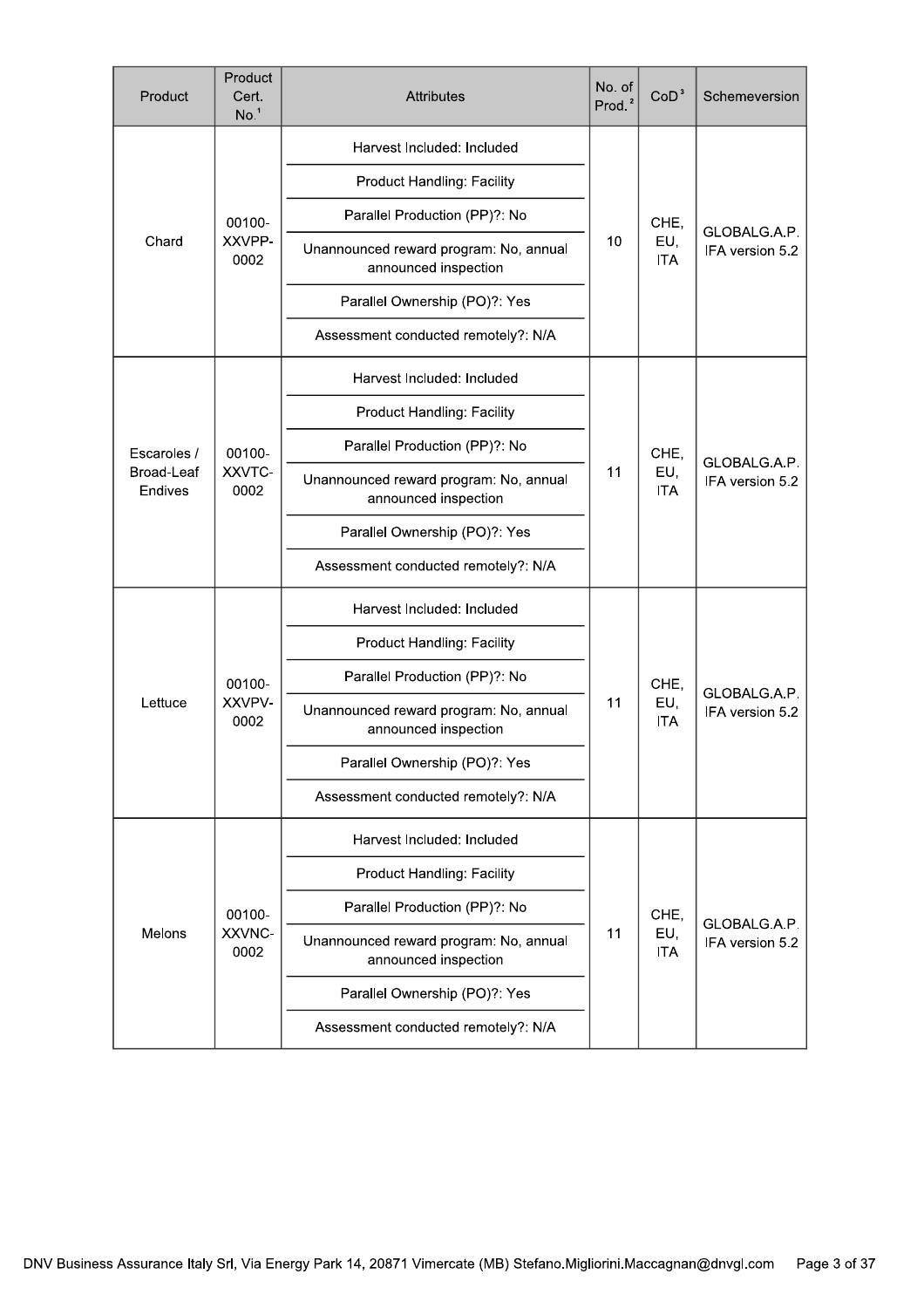| Product | Product Cert. No.[1] | Attributes | No. of Prod.[2] | CoD[3] | Schemeversion |
|---|---|---|---|---|---|
| Chard | 00100-XXVPP-0002 | Harvest Included: Included<br>Product Handling: Facility<br>Parallel Production (PP)?: No<br>Unannounced reward program: No, annual announced inspection<br>Parallel Ownership (PO)?: Yes<br>Assessment conducted remotely?: N/A | 10 | CHE, EU, ITA | GLOBALG.A.P. IFA version 5.2 |
| Escaroles / Broad-Leaf Endives | 00100-XXVTC-0002 | Harvest Included: Included<br>Product Handling: Facility<br>Parallel Production (PP)?: No<br>Unannounced reward program: No, annual announced inspection<br>Parallel Ownership (PO)?: Yes<br>Assessment conducted remotely?: N/A | 11 | CHE, EU, ITA | GLOBALG.A.P. IFA version 5.2 |
| Lettuce | 00100-XXVPV-0002 | Harvest Included: Included<br>Product Handling: Facility<br>Parallel Production (PP)?: No<br>Unannounced reward program: No, annual announced inspection<br>Parallel Ownership (PO)?: Yes<br>Assessment conducted remotely?: N/A | 11 | CHE, EU, ITA | GLOBALG.A.P. IFA version 5.2 |
| Melons | 00100-XXVNC-0002 | Harvest Included: Included<br>Product Handling: Facility<br>Parallel Production (PP)?: No<br>Unannounced reward program: No, annual announced inspection<br>Parallel Ownership (PO)?: Yes<br>Assessment conducted remotely?: N/A | 11 | CHE, EU, ITA | GLOBALG.A.P. IFA version 5.2 |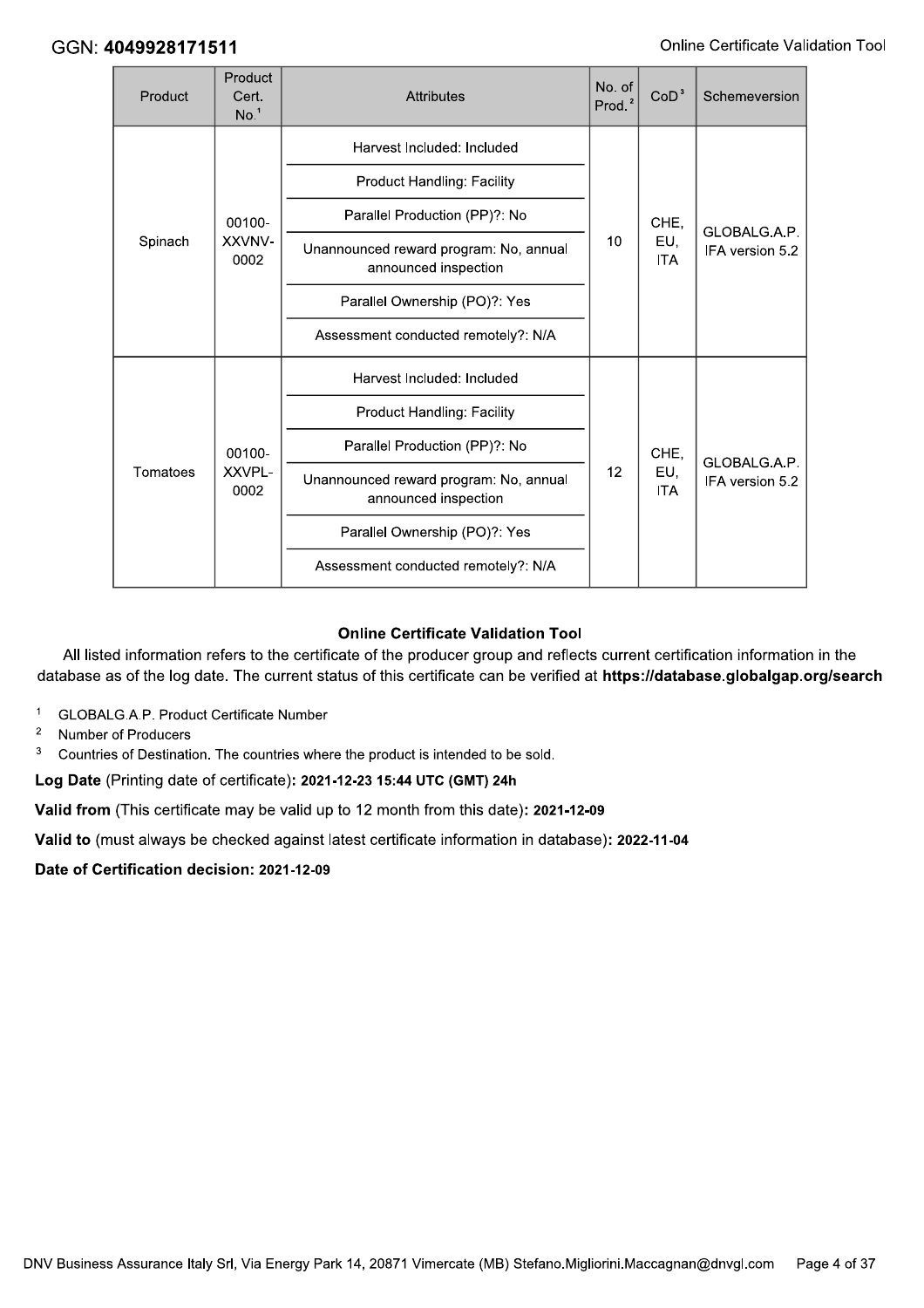GGN: **4049928171511**

| Product | Product Cert. No.[1] | Attributes | No. of Prod.[2] | CoD[3] | Schemeversion |
|---|---|---|---|---|---|
| Spinach | 00100-XXVNV-0002 | Harvest Included: Included<br>Product Handling: Facility<br>Parallel Production (PP)?: No<br>Unannounced reward program: No, annual announced inspection<br>Parallel Ownership (PO)?: Yes<br>Assessment conducted remotely?: N/A | 10 | CHE, EU, ITA | GLOBALG.A.P. IFA version 5.2 |
| Tomatoes | 00100-XXVPL-0002 | Harvest Included: Included<br>Product Handling: Facility<br>Parallel Production (PP)?: No<br>Unannounced reward program: No, annual announced inspection<br>Parallel Ownership (PO)?: Yes<br>Assessment conducted remotely?: N/A | 12 | CHE, EU, ITA | GLOBALG.A.P. IFA version 5.2 |

**Online Certificate Validation Tool**

All listed information refers to the certificate of the producer group and reflects current certification information in the database as of the log date. The current status of this certificate can be verified at **https://database.globalgap.org/search**

[1] GLOBALG.A.P. Product Certificate Number

[2] Number of Producers

[3] Countries of Destination. The countries where the product is intended to be sold.

**Log Date** (Printing date of certificate)**: 2021-12-23 15:44 UTC (GMT) 24h**

**Valid from** (This certificate may be valid up to 12 month from this date)**: 2021-12-09**

**Valid to** (must always be checked against latest certificate information in database)**: 2022-11-04**

**Date of Certification decision: 2021-12-09**

DNV Business Assurance Italy Srl, Via Energy Park 14, 20871 Vimercate (MB) Stefano.Migliorini.Maccagnan@dnvgl.com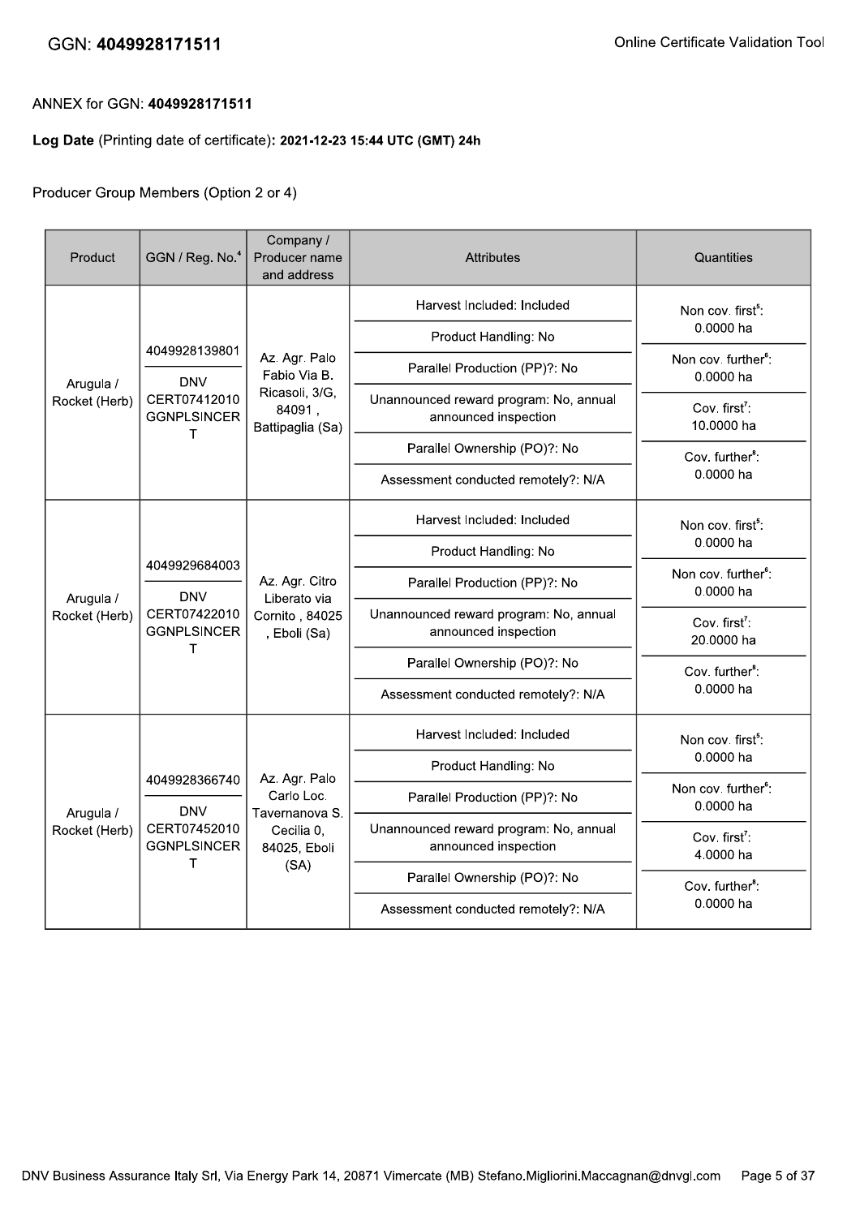ANNEX for GGN: **4049928171511**

**Log Date** (Printing date of certificate): **2021-12-23 15:44 UTC (GMT) 24h**

Producer Group Members (Option 2 or 4)

| Product | GGN / Reg. No.[4] | Company / Producer name and address | Attributes | Quantities |
|---|---|---|---|---|
| Arugula / Rocket (Herb) | 4049928139801 / DNV CERT07412010 GGNPLSINCERT | Az. Agr. Palo Fabio Via B. Ricasoli, 3/G, 84091 , Battipaglia (Sa) | Harvest Included: Included<br>Product Handling: No<br>Parallel Production (PP)?: No<br>Unannounced reward program: No, annual announced inspection<br>Parallel Ownership (PO)?: No<br>Assessment conducted remotely?: N/A | Non cov. first[5]: 0.0000 ha<br>Non cov. further[6]: 0.0000 ha<br>Cov. first[7]: 10.0000 ha<br>Cov. further[8]: 0.0000 ha |
| Arugula / Rocket (Herb) | 4049929684003 / DNV CERT07422010 GGNPLSINCERT | Az. Agr. Citro Liberato via Cornito , 84025 , Eboli (Sa) | Harvest Included: Included<br>Product Handling: No<br>Parallel Production (PP)?: No<br>Unannounced reward program: No, annual announced inspection<br>Parallel Ownership (PO)?: No<br>Assessment conducted remotely?: N/A | Non cov. first[5]: 0.0000 ha<br>Non cov. further[6]: 0.0000 ha<br>Cov. first[7]: 20.0000 ha<br>Cov. further[8]: 0.0000 ha |
| Arugula / Rocket (Herb) | 4049928366740 / DNV CERT07452010 GGNPLSINCERT | Az. Agr. Palo Carlo Loc. Tavernanova S. Cecilia 0, 84025, Eboli (SA) | Harvest Included: Included<br>Product Handling: No<br>Parallel Production (PP)?: No<br>Unannounced reward program: No, annual announced inspection<br>Parallel Ownership (PO)?: No<br>Assessment conducted remotely?: N/A | Non cov. first[5]: 0.0000 ha<br>Non cov. further[6]: 0.0000 ha<br>Cov. first[7]: 4.0000 ha<br>Cov. further[8]: 0.0000 ha |

DNV Business Assurance Italy Srl, Via Energy Park 14, 20871 Vimercate (MB) Stefano.Migliorini.Maccagnan@dnvgl.com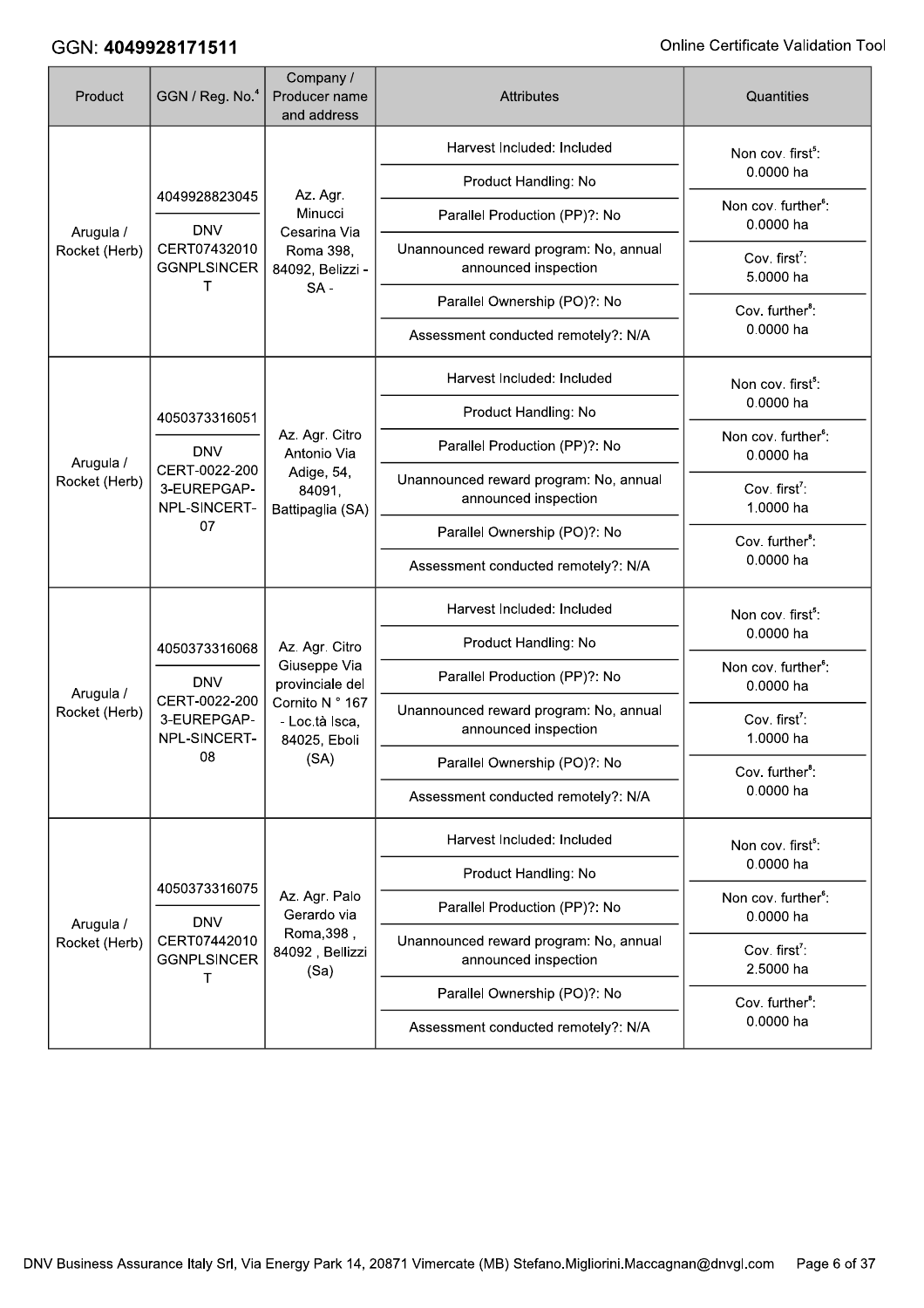| Product | GGN / Reg. No.[4] | Company / Producer name and address | Attributes | Quantities |
|---|---|---|---|---|
| Arugula / Rocket (Herb) | 4049928823045<br>DNV CERT07432010 GGNPLSINCERT | Az. Agr. Minucci Cesarina Via Roma 398, 84092, Belizzi - SA - | Harvest Included: Included<br>Product Handling: No<br>Parallel Production (PP)?: No<br>Unannounced reward program: No, annual announced inspection<br>Parallel Ownership (PO)?: No<br>Assessment conducted remotely?: N/A | Non cov. first[5]: 0.0000 ha<br>Non cov. further[6]: 0.0000 ha<br>Cov. first[7]: 5.0000 ha<br>Cov. further[8]: 0.0000 ha |
| Arugula / Rocket (Herb) | 4050373316051<br>DNV CERT-0022-2003-EUREPGAP-NPL-SINCERT-07 | Az. Agr. Citro Antonio Via Adige, 54, 84091, Battipaglia (SA) | Harvest Included: Included<br>Product Handling: No<br>Parallel Production (PP)?: No<br>Unannounced reward program: No, annual announced inspection<br>Parallel Ownership (PO)?: No<br>Assessment conducted remotely?: N/A | Non cov. first[5]: 0.0000 ha<br>Non cov. further[6]: 0.0000 ha<br>Cov. first[7]: 1.0000 ha<br>Cov. further[8]: 0.0000 ha |
| Arugula / Rocket (Herb) | 4050373316068<br>DNV CERT-0022-2003-EUREPGAP-NPL-SINCERT-08 | Az. Agr. Citro Giuseppe Via provinciale del Cornito N ° 167 - Loc.tà Isca, 84025, Eboli (SA) | Harvest Included: Included<br>Product Handling: No<br>Parallel Production (PP)?: No<br>Unannounced reward program: No, annual announced inspection<br>Parallel Ownership (PO)?: No<br>Assessment conducted remotely?: N/A | Non cov. first[5]: 0.0000 ha<br>Non cov. further[6]: 0.0000 ha<br>Cov. first[7]: 1.0000 ha<br>Cov. further[8]: 0.0000 ha |
| Arugula / Rocket (Herb) | 4050373316075<br>DNV CERT07442010 GGNPLSINCERT | Az. Agr. Palo Gerardo via Roma,398 , 84092 , Bellizzi (Sa) | Harvest Included: Included<br>Product Handling: No<br>Parallel Production (PP)?: No<br>Unannounced reward program: No, annual announced inspection<br>Parallel Ownership (PO)?: No<br>Assessment conducted remotely?: N/A | Non cov. first[5]: 0.0000 ha<br>Non cov. further[6]: 0.0000 ha<br>Cov. first[7]: 2.5000 ha<br>Cov. further[8]: 0.0000 ha |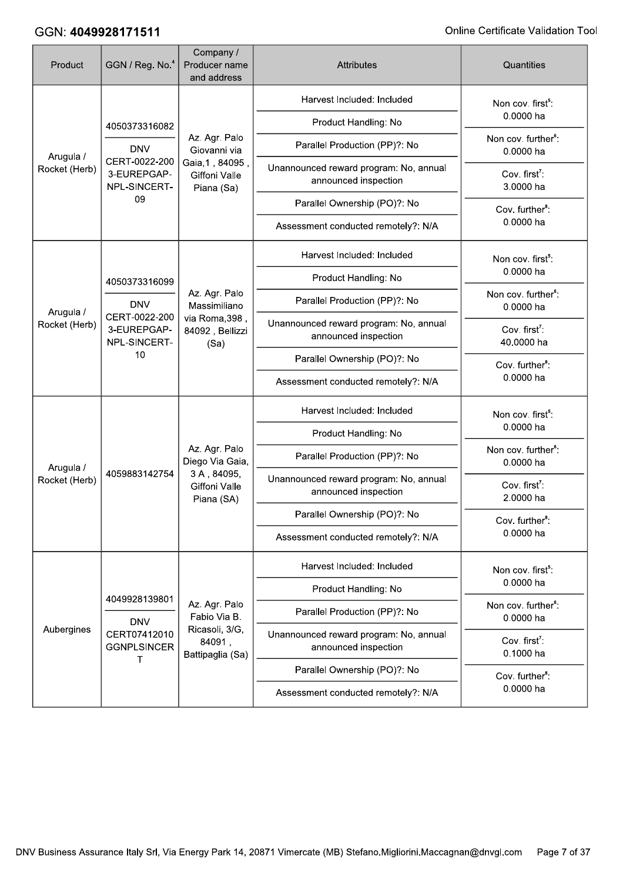GGN: **4049928171511**

Online Certificate Validation Tool

| Product | GGN / Reg. No.[4] | Company / Producer name and address | Attributes | Quantities |
|---|---|---|---|---|
| Arugula / Rocket (Herb) | 4050373316082<br>DNV CERT-0022-2003-EUREPGAP-NPL-SINCERT-09 | Az. Agr. Palo Giovanni via Gaia,1 , 84095 , Giffoni Valle Piana (Sa) | Harvest Included: Included<br>Product Handling: No<br>Parallel Production (PP)?: No<br>Unannounced reward program: No, annual announced inspection<br>Parallel Ownership (PO)?: No<br>Assessment conducted remotely?: N/A | Non cov. first[5]: 0.0000 ha<br>Non cov. further[6]: 0.0000 ha<br>Cov. first[7]: 3.0000 ha<br>Cov. further[8]: 0.0000 ha |
| Arugula / Rocket (Herb) | 4050373316099<br>DNV CERT-0022-2003-EUREPGAP-NPL-SINCERT-10 | Az. Agr. Palo Massimiliano via Roma,398 , 84092 , Bellizzi (Sa) | Harvest Included: Included<br>Product Handling: No<br>Parallel Production (PP)?: No<br>Unannounced reward program: No, annual announced inspection<br>Parallel Ownership (PO)?: No<br>Assessment conducted remotely?: N/A | Non cov. first[5]: 0.0000 ha<br>Non cov. further[6]: 0.0000 ha<br>Cov. first[7]: 40.0000 ha<br>Cov. further[8]: 0.0000 ha |
| Arugula / Rocket (Herb) | 4059883142754 | Az. Agr. Palo Diego Via Gaia, 3 A , 84095, Giffoni Valle Piana (SA) | Harvest Included: Included<br>Product Handling: No<br>Parallel Production (PP)?: No<br>Unannounced reward program: No, annual announced inspection<br>Parallel Ownership (PO)?: No<br>Assessment conducted remotely?: N/A | Non cov. first[5]: 0.0000 ha<br>Non cov. further[6]: 0.0000 ha<br>Cov. first[7]: 2.0000 ha<br>Cov. further[8]: 0.0000 ha |
| Aubergines | 4049928139801<br>DNV CERT07412010GGNPLSINCERT | Az. Agr. Palo Fabio Via B. Ricasoli, 3/G, 84091 , Battipaglia (Sa) | Harvest Included: Included<br>Product Handling: No<br>Parallel Production (PP)?: No<br>Unannounced reward program: No, annual announced inspection<br>Parallel Ownership (PO)?: No<br>Assessment conducted remotely?: N/A | Non cov. first[5]: 0.0000 ha<br>Non cov. further[6]: 0.0000 ha<br>Cov. first[7]: 0.1000 ha<br>Cov. further[8]: 0.0000 ha |

DNV Business Assurance Italy Srl, Via Energy Park 14, 20871 Vimercate (MB) Stefano.Migliorini.Maccagnan@dnvgl.com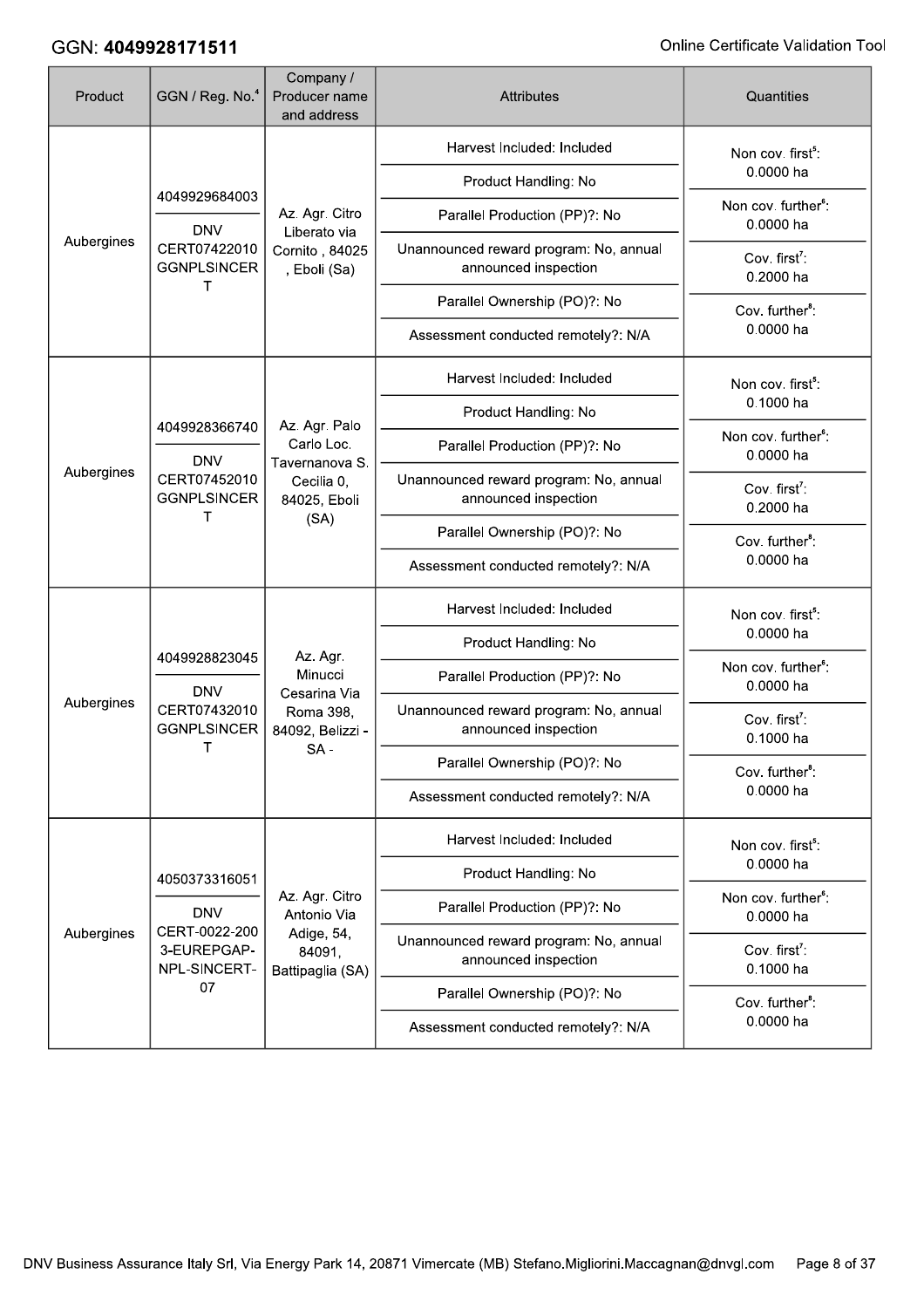GGN: **4049928171511**

| Product | GGN / Reg. No.[4] | Company / Producer name and address | Attributes | Quantities |
|---|---|---|---|---|
| Aubergines | 4049929684003<br>DNV CERT07422010 GGNPLSINCERT | Az. Agr. Citro Liberato via Cornito , 84025 , Eboli (Sa) | Harvest Included: Included<br>Product Handling: No<br>Parallel Production (PP)?: No<br>Unannounced reward program: No, annual announced inspection<br>Parallel Ownership (PO)?: No<br>Assessment conducted remotely?: N/A | Non cov. first[5]: 0.0000 ha<br>Non cov. further[6]: 0.0000 ha<br>Cov. first[7]: 0.2000 ha<br>Cov. further[8]: 0.0000 ha |
| Aubergines | 4049928366740<br>DNV CERT07452010 GGNPLSINCERT | Az. Agr. Palo Carlo Loc. Tavernanova S. Cecilia 0, 84025, Eboli (SA) | Harvest Included: Included<br>Product Handling: No<br>Parallel Production (PP)?: No<br>Unannounced reward program: No, annual announced inspection<br>Parallel Ownership (PO)?: No<br>Assessment conducted remotely?: N/A | Non cov. first[5]: 0.1000 ha<br>Non cov. further[6]: 0.0000 ha<br>Cov. first[7]: 0.2000 ha<br>Cov. further[8]: 0.0000 ha |
| Aubergines | 4049928823045<br>DNV CERT07432010 GGNPLSINCERT | Az. Agr. Minucci Cesarina Via Roma 398, 84092, Belizzi - SA - | Harvest Included: Included<br>Product Handling: No<br>Parallel Production (PP)?: No<br>Unannounced reward program: No, annual announced inspection<br>Parallel Ownership (PO)?: No<br>Assessment conducted remotely?: N/A | Non cov. first[5]: 0.0000 ha<br>Non cov. further[6]: 0.0000 ha<br>Cov. first[7]: 0.1000 ha<br>Cov. further[8]: 0.0000 ha |
| Aubergines | 4050373316051<br>DNV CERT-0022-2003-EUREPGAP-NPL-SINCERT-07 | Az. Agr. Citro Antonio Via Adige, 54, 84091, Battipaglia (SA) | Harvest Included: Included<br>Product Handling: No<br>Parallel Production (PP)?: No<br>Unannounced reward program: No, annual announced inspection<br>Parallel Ownership (PO)?: No<br>Assessment conducted remotely?: N/A | Non cov. first[5]: 0.0000 ha<br>Non cov. further[6]: 0.0000 ha<br>Cov. first[7]: 0.1000 ha<br>Cov. further[8]: 0.0000 ha |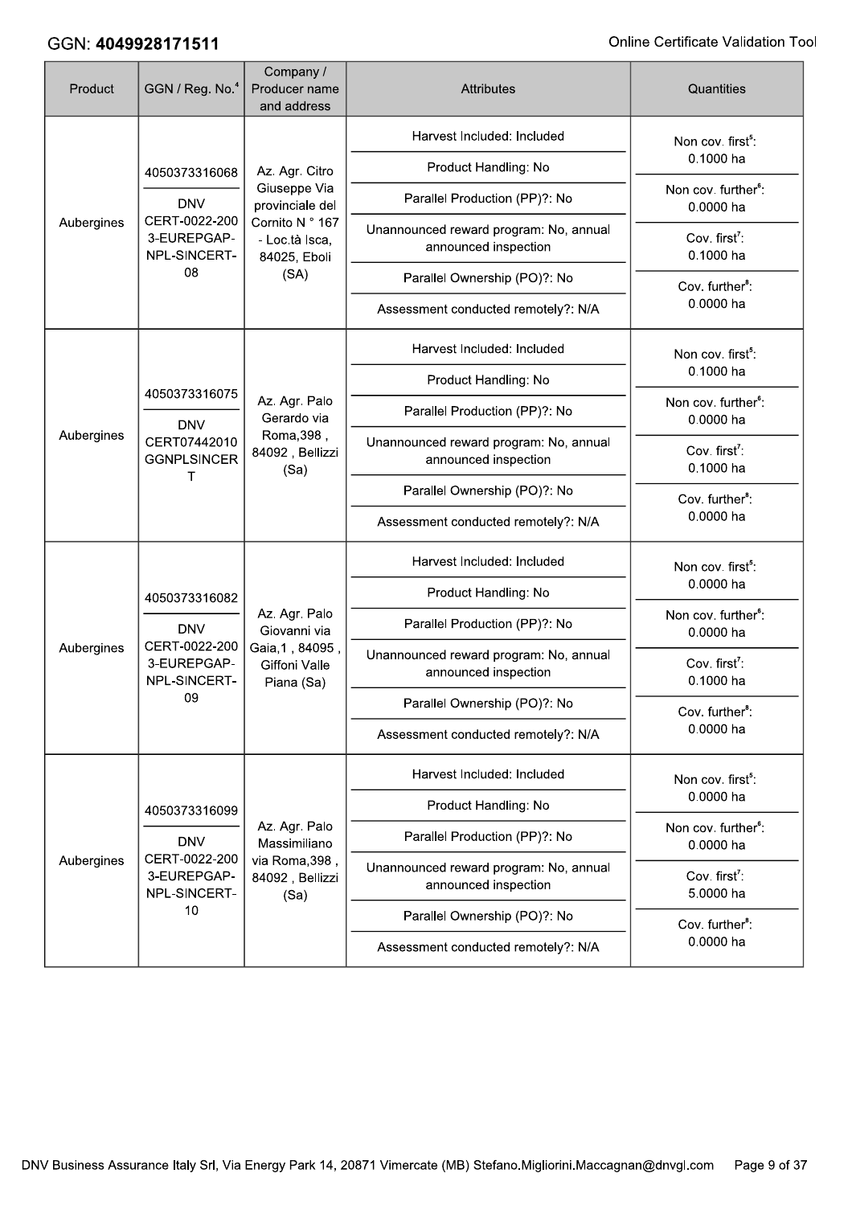| Product | GGN / Reg. No.[4] | Company / Producer name and address | Attributes | Quantities |
|---|---|---|---|---|
| Aubergines | 4050373316068<br>DNV CERT-0022-2003-EUREPGAP-NPL-SINCERT-08 | Az. Agr. Citro Giuseppe Via provinciale del Cornito N ° 167 - Loc.tà Isca, 84025, Eboli (SA) | Harvest Included: Included<br>Product Handling: No<br>Parallel Production (PP)?: No<br>Unannounced reward program: No, annual announced inspection<br>Parallel Ownership (PO)?: No<br>Assessment conducted remotely?: N/A | Non cov. first[5]: 0.1000 ha<br>Non cov. further[6]: 0.0000 ha<br>Cov. first[7]: 0.1000 ha<br>Cov. further[8]: 0.0000 ha |
| Aubergines | 4050373316075<br>DNV CERT07442010GGNPLSINCERT | Az. Agr. Palo Gerardo via Roma,398 , 84092 , Bellizzi (Sa) | Harvest Included: Included<br>Product Handling: No<br>Parallel Production (PP)?: No<br>Unannounced reward program: No, annual announced inspection<br>Parallel Ownership (PO)?: No<br>Assessment conducted remotely?: N/A | Non cov. first[5]: 0.1000 ha<br>Non cov. further[6]: 0.0000 ha<br>Cov. first[7]: 0.1000 ha<br>Cov. further[8]: 0.0000 ha |
| Aubergines | 4050373316082<br>DNV CERT-0022-2003-EUREPGAP-NPL-SINCERT-09 | Az. Agr. Palo Giovanni via Gaia,1 , 84095 , Giffoni Valle Piana (Sa) | Harvest Included: Included<br>Product Handling: No<br>Parallel Production (PP)?: No<br>Unannounced reward program: No, annual announced inspection<br>Parallel Ownership (PO)?: No<br>Assessment conducted remotely?: N/A | Non cov. first[5]: 0.0000 ha<br>Non cov. further[6]: 0.0000 ha<br>Cov. first[7]: 0.1000 ha<br>Cov. further[8]: 0.0000 ha |
| Aubergines | 4050373316099<br>DNV CERT-0022-2003-EUREPGAP-NPL-SINCERT-10 | Az. Agr. Palo Massimiliano via Roma,398 , 84092 , Bellizzi (Sa) | Harvest Included: Included<br>Product Handling: No<br>Parallel Production (PP)?: No<br>Unannounced reward program: No, annual announced inspection<br>Parallel Ownership (PO)?: No<br>Assessment conducted remotely?: N/A | Non cov. first[5]: 0.0000 ha<br>Non cov. further[6]: 0.0000 ha<br>Cov. first[7]: 5.0000 ha<br>Cov. further[8]: 0.0000 ha |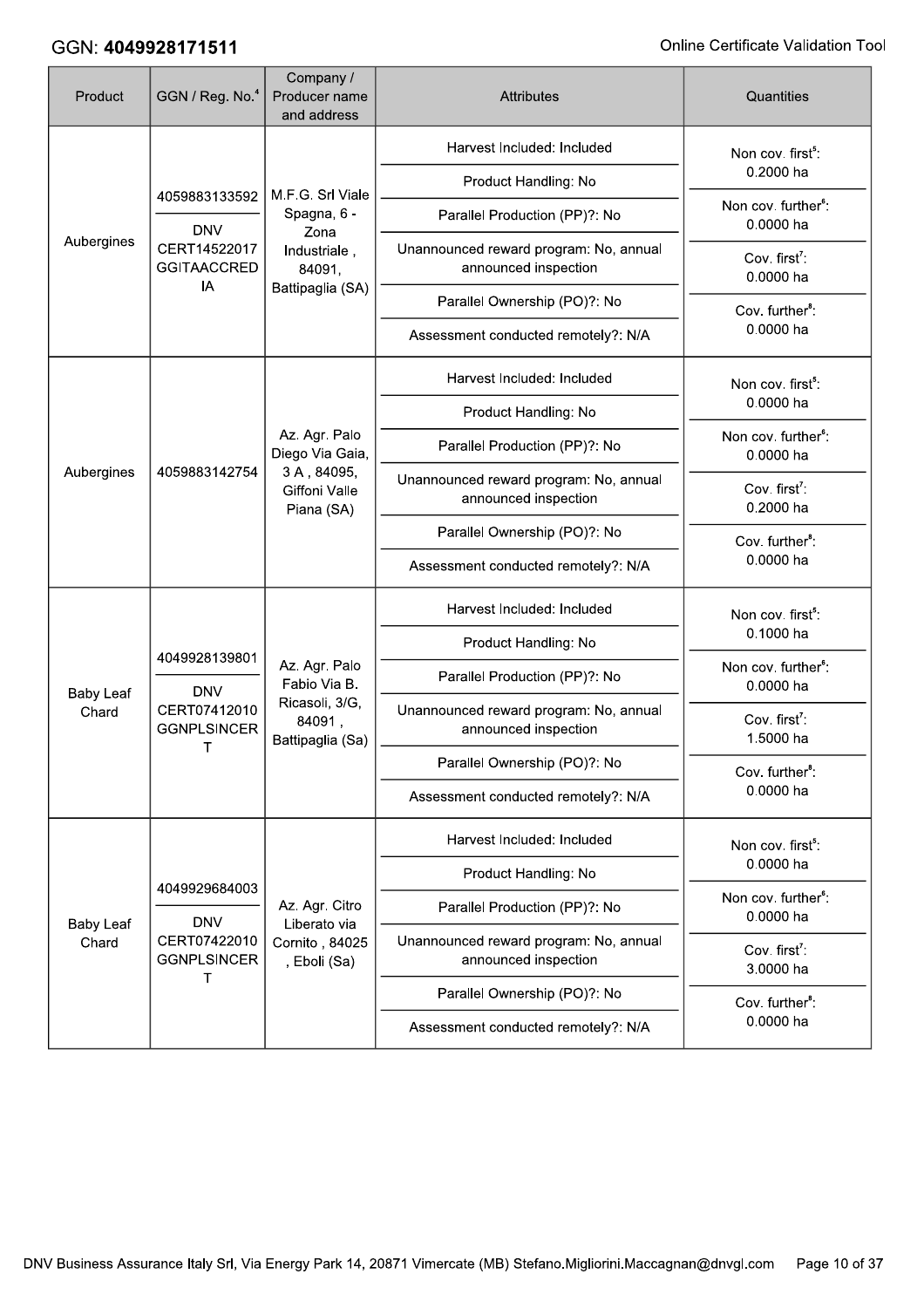GGN: **4049928171511**

| Product | GGN / Reg. No.[4] | Company / Producer name and address | Attributes | Quantities |
| --- | --- | --- | --- | --- |
| Aubergines | 4059883133592<br>DNV CERT14522017 GGITAACCREDIA | M.F.G. Srl Viale Spagna, 6 - Zona Industriale , 84091, Battipaglia (SA) | Harvest Included: Included<br>Product Handling: No<br>Parallel Production (PP)?: No<br>Unannounced reward program: No, annual announced inspection<br>Parallel Ownership (PO)?: No<br>Assessment conducted remotely?: N/A | Non cov. first[5]: 0.2000 ha<br>Non cov. further[6]: 0.0000 ha<br>Cov. first[7]: 0.0000 ha<br>Cov. further[8]: 0.0000 ha |
| Aubergines | 4059883142754 | Az. Agr. Palo Diego Via Gaia, 3 A , 84095, Giffoni Valle Piana (SA) | Harvest Included: Included<br>Product Handling: No<br>Parallel Production (PP)?: No<br>Unannounced reward program: No, annual announced inspection<br>Parallel Ownership (PO)?: No<br>Assessment conducted remotely?: N/A | Non cov. first[5]: 0.0000 ha<br>Non cov. further[6]: 0.0000 ha<br>Cov. first[7]: 0.2000 ha<br>Cov. further[8]: 0.0000 ha |
| Baby Leaf Chard | 4049928139801<br>DNV CERT07412010 GGNPLSINCERT | Az. Agr. Palo Fabio Via B. Ricasoli, 3/G, 84091 , Battipaglia (Sa) | Harvest Included: Included<br>Product Handling: No<br>Parallel Production (PP)?: No<br>Unannounced reward program: No, annual announced inspection<br>Parallel Ownership (PO)?: No<br>Assessment conducted remotely?: N/A | Non cov. first[5]: 0.1000 ha<br>Non cov. further[6]: 0.0000 ha<br>Cov. first[7]: 1.5000 ha<br>Cov. further[8]: 0.0000 ha |
| Baby Leaf Chard | 4049929684003<br>DNV CERT07422010 GGNPLSINCERT | Az. Agr. Citro Liberato via Cornito , 84025 , Eboli (Sa) | Harvest Included: Included<br>Product Handling: No<br>Parallel Production (PP)?: No<br>Unannounced reward program: No, annual announced inspection<br>Parallel Ownership (PO)?: No<br>Assessment conducted remotely?: N/A | Non cov. first[5]: 0.0000 ha<br>Non cov. further[6]: 0.0000 ha<br>Cov. first[7]: 3.0000 ha<br>Cov. further[8]: 0.0000 ha |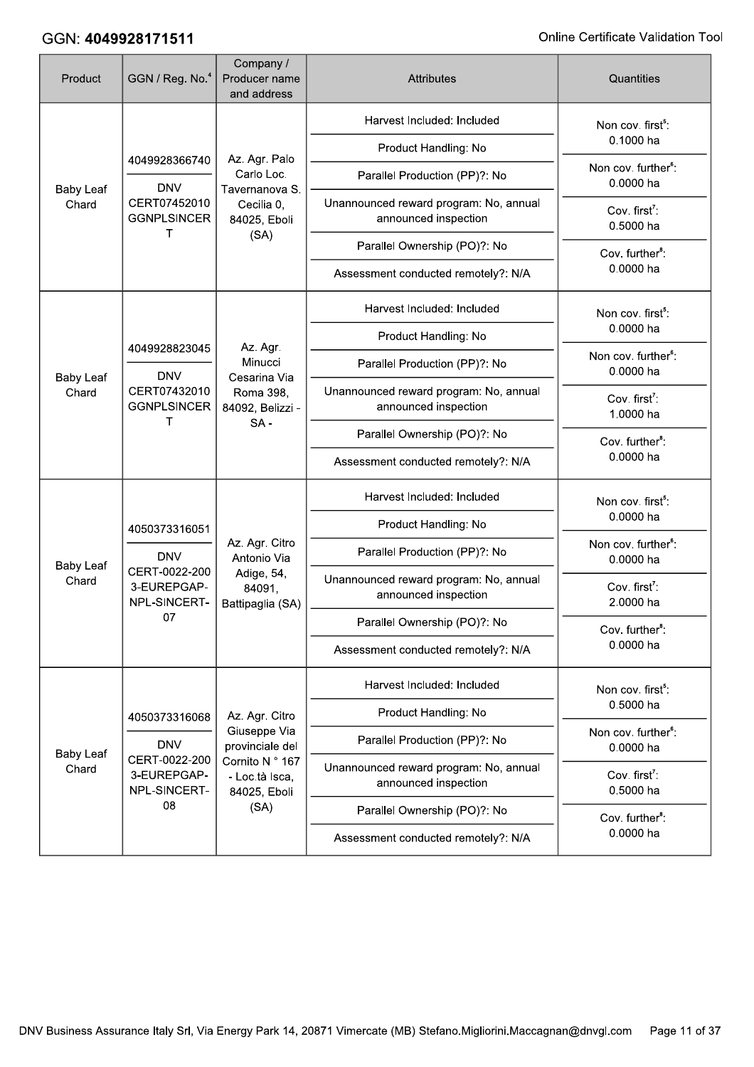GGN: **4049928171511**

| Product | GGN / Reg. No.[4] | Company / Producer name and address | Attributes | Quantities |
|---|---|---|---|---|
| Baby Leaf Chard | 4049928366740<br>DNV CERT07452010 GGNPLSINCERT | Az. Agr. Palo Carlo Loc. Tavernanova S. Cecilia 0, 84025, Eboli (SA) | Harvest Included: Included<br>Product Handling: No<br>Parallel Production (PP)?: No<br>Unannounced reward program: No, annual announced inspection<br>Parallel Ownership (PO)?: No<br>Assessment conducted remotely?: N/A | Non cov. first[5]: 0.1000 ha<br>Non cov. further[6]: 0.0000 ha<br>Cov. first[7]: 0.5000 ha<br>Cov. further[8]: 0.0000 ha |
| Baby Leaf Chard | 4049928823045<br>DNV CERT07432010 GGNPLSINCERT | Az. Agr. Minucci Cesarina Via Roma 398, 84092, Belizzi - SA - | Harvest Included: Included<br>Product Handling: No<br>Parallel Production (PP)?: No<br>Unannounced reward program: No, annual announced inspection<br>Parallel Ownership (PO)?: No<br>Assessment conducted remotely?: N/A | Non cov. first[5]: 0.0000 ha<br>Non cov. further[6]: 0.0000 ha<br>Cov. first[7]: 1.0000 ha<br>Cov. further[8]: 0.0000 ha |
| Baby Leaf Chard | 4050373316051<br>DNV CERT-0022-2003-EUREPGAP-NPL-SINCERT-07 | Az. Agr. Citro Antonio Via Adige, 54, 84091, Battipaglia (SA) | Harvest Included: Included<br>Product Handling: No<br>Parallel Production (PP)?: No<br>Unannounced reward program: No, annual announced inspection<br>Parallel Ownership (PO)?: No<br>Assessment conducted remotely?: N/A | Non cov. first[5]: 0.0000 ha<br>Non cov. further[6]: 0.0000 ha<br>Cov. first[7]: 2.0000 ha<br>Cov. further[8]: 0.0000 ha |
| Baby Leaf Chard | 4050373316068<br>DNV CERT-0022-2003-EUREPGAP-NPL-SINCERT-08 | Az. Agr. Citro Giuseppe Via provinciale del Cornito N ° 167 - Loc.tà Isca, 84025, Eboli (SA) | Harvest Included: Included<br>Product Handling: No<br>Parallel Production (PP)?: No<br>Unannounced reward program: No, annual announced inspection<br>Parallel Ownership (PO)?: No<br>Assessment conducted remotely?: N/A | Non cov. first[5]: 0.5000 ha<br>Non cov. further[6]: 0.0000 ha<br>Cov. first[7]: 0.5000 ha<br>Cov. further[8]: 0.0000 ha |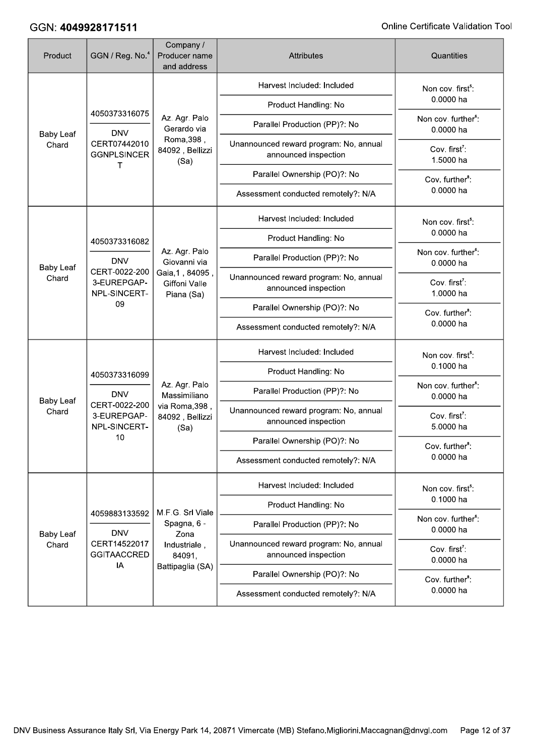GGN: **4049928171511**

| Product | GGN / Reg. No.[4] | Company / Producer name and address | Attributes | Quantities |
|---|---|---|---|---|
| Baby Leaf Chard | 4050373316075<br>DNV CERT07442010 GGNPLSINCERT | Az. Agr. Palo Gerardo via Roma,398 , 84092 , Bellizzi (Sa) | Harvest Included: Included<br>Product Handling: No<br>Parallel Production (PP)?: No<br>Unannounced reward program: No, annual announced inspection<br>Parallel Ownership (PO)?: No<br>Assessment conducted remotely?: N/A | Non cov. first[5]: 0.0000 ha<br>Non cov. further[6]: 0.0000 ha<br>Cov. first[7]: 1.5000 ha<br>Cov. further[8]: 0.0000 ha |
| Baby Leaf Chard | 4050373316082<br>DNV CERT-0022-2003-EUREPGAP-NPL-SINCERT-09 | Az. Agr. Palo Giovanni via Gaia,1 , 84095 , Giffoni Valle Piana (Sa) | Harvest Included: Included<br>Product Handling: No<br>Parallel Production (PP)?: No<br>Unannounced reward program: No, annual announced inspection<br>Parallel Ownership (PO)?: No<br>Assessment conducted remotely?: N/A | Non cov. first[5]: 0.0000 ha<br>Non cov. further[6]: 0.0000 ha<br>Cov. first[7]: 1.0000 ha<br>Cov. further[8]: 0.0000 ha |
| Baby Leaf Chard | 4050373316099<br>DNV CERT-0022-2003-EUREPGAP-NPL-SINCERT-10 | Az. Agr. Palo Massimiliano via Roma,398 , 84092 , Bellizzi (Sa) | Harvest Included: Included<br>Product Handling: No<br>Parallel Production (PP)?: No<br>Unannounced reward program: No, annual announced inspection<br>Parallel Ownership (PO)?: No<br>Assessment conducted remotely?: N/A | Non cov. first[5]: 0.1000 ha<br>Non cov. further[6]: 0.0000 ha<br>Cov. first[7]: 5.0000 ha<br>Cov. further[8]: 0.0000 ha |
| Baby Leaf Chard | 4059883133592<br>DNV CERT14522017 GGITAACCREDIA | M.F.G. Srl Viale Spagna, 6 - Zona Industriale , 84091, Battipaglia (SA) | Harvest Included: Included<br>Product Handling: No<br>Parallel Production (PP)?: No<br>Unannounced reward program: No, annual announced inspection<br>Parallel Ownership (PO)?: No<br>Assessment conducted remotely?: N/A | Non cov. first[5]: 0.1000 ha<br>Non cov. further[6]: 0.0000 ha<br>Cov. first[7]: 0.0000 ha<br>Cov. further[8]: 0.0000 ha |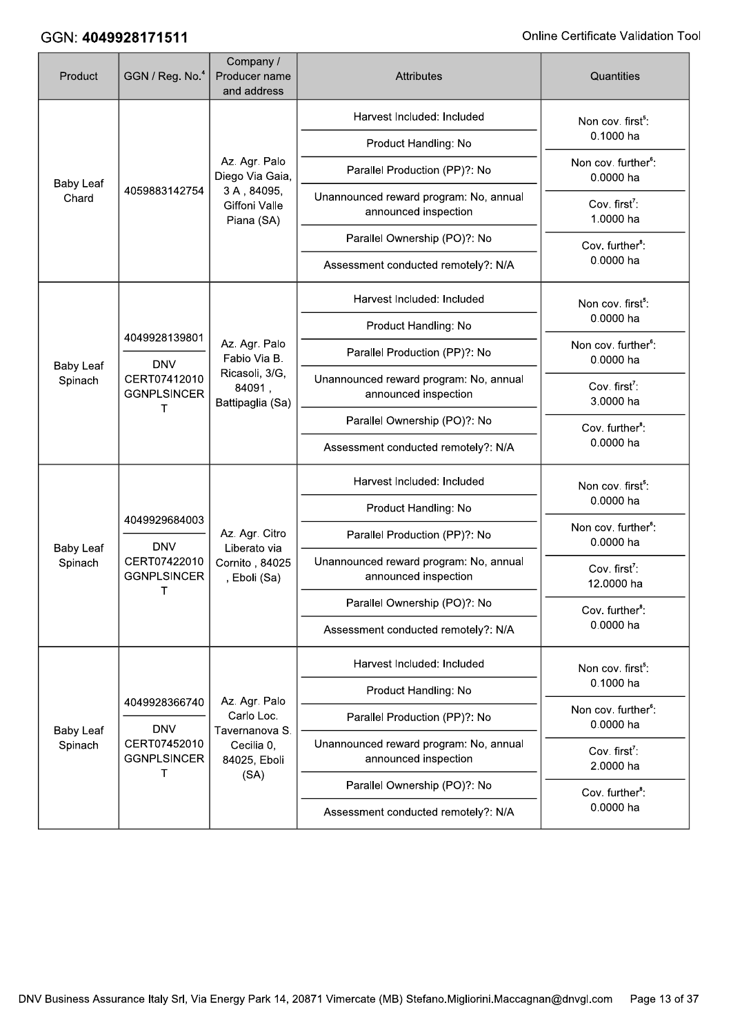| Product | GGN / Reg. No.[4] | Company / Producer name and address | Attributes | Quantities |
|---|---|---|---|---|
| Baby Leaf Chard | 4059883142754 | Az. Agr. Palo Diego Via Gaia, 3 A , 84095, Giffoni Valle Piana (SA) | Harvest Included: Included<br>Product Handling: No<br>Parallel Production (PP)?: No<br>Unannounced reward program: No, annual announced inspection<br>Parallel Ownership (PO)?: No<br>Assessment conducted remotely?: N/A | Non cov. first[5]: 0.1000 ha<br>Non cov. further[6]: 0.0000 ha<br>Cov. first[7]: 1.0000 ha<br>Cov. further[8]: 0.0000 ha |
| Baby Leaf Spinach | 4049928139801<br>DNV CERT07412010 GGNPLSINCERT | Az. Agr. Palo Fabio Via B. Ricasoli, 3/G, 84091 , Battipaglia (Sa) | Harvest Included: Included<br>Product Handling: No<br>Parallel Production (PP)?: No<br>Unannounced reward program: No, annual announced inspection<br>Parallel Ownership (PO)?: No<br>Assessment conducted remotely?: N/A | Non cov. first[5]: 0.0000 ha<br>Non cov. further[6]: 0.0000 ha<br>Cov. first[7]: 3.0000 ha<br>Cov. further[8]: 0.0000 ha |
| Baby Leaf Spinach | 4049929684003<br>DNV CERT07422010 GGNPLSINCERT | Az. Agr. Citro Liberato via Cornito , 84025 , Eboli (Sa) | Harvest Included: Included<br>Product Handling: No<br>Parallel Production (PP)?: No<br>Unannounced reward program: No, annual announced inspection<br>Parallel Ownership (PO)?: No<br>Assessment conducted remotely?: N/A | Non cov. first[5]: 0.0000 ha<br>Non cov. further[6]: 0.0000 ha<br>Cov. first[7]: 12.0000 ha<br>Cov. further[8]: 0.0000 ha |
| Baby Leaf Spinach | 4049928366740<br>DNV CERT07452010 GGNPLSINCERT | Az. Agr. Palo Carlo Loc. Tavernanova S. Cecilia 0, 84025, Eboli (SA) | Harvest Included: Included<br>Product Handling: No<br>Parallel Production (PP)?: No<br>Unannounced reward program: No, annual announced inspection<br>Parallel Ownership (PO)?: No<br>Assessment conducted remotely?: N/A | Non cov. first[5]: 0.1000 ha<br>Non cov. further[6]: 0.0000 ha<br>Cov. first[7]: 2.0000 ha<br>Cov. further[8]: 0.0000 ha |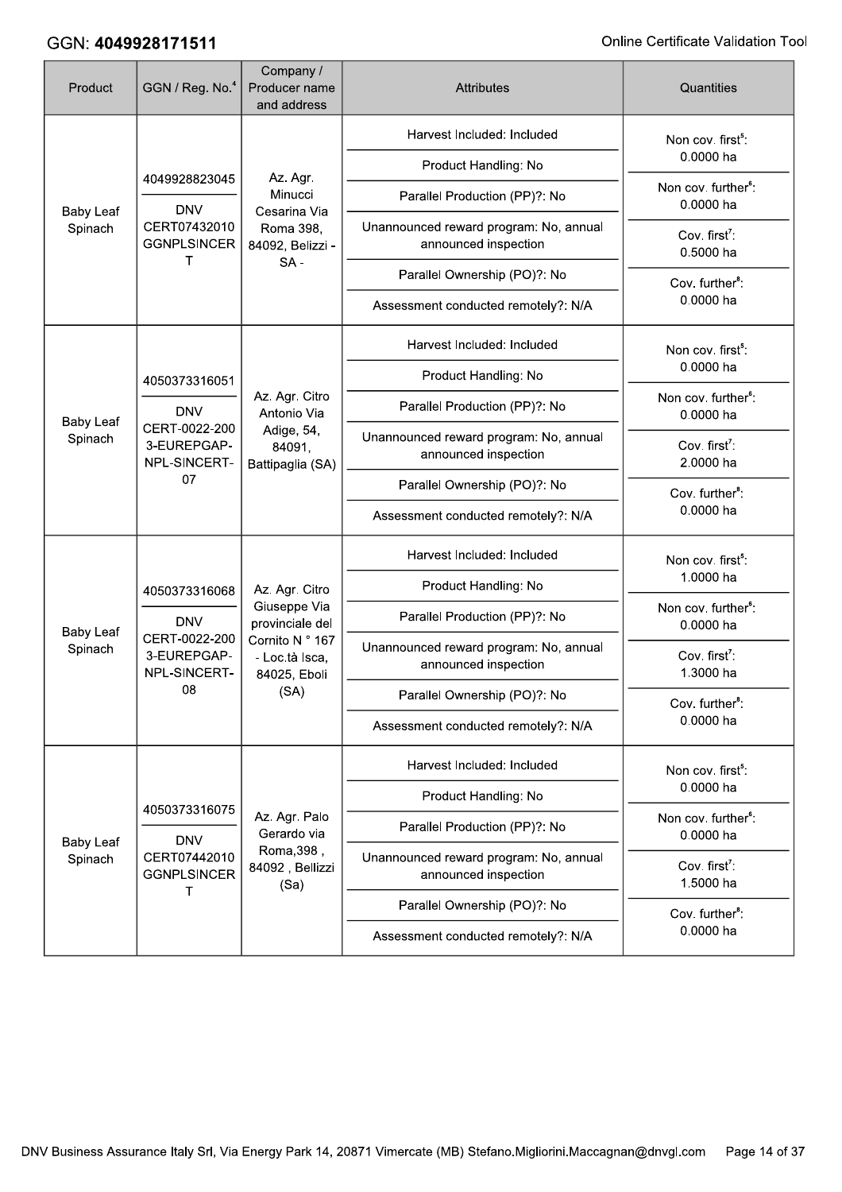GGN: **4049928171511**

| Product | GGN / Reg. No.[4] | Company / Producer name and address | Attributes | Quantities |
| --- | --- | --- | --- | --- |
| Baby Leaf Spinach | 4049928823045<br>DNV CERT07432010 GGNPLSINCERT | Az. Agr. Minucci Cesarina Via Roma 398, 84092, Belizzi - SA - | Harvest Included: Included<br>Product Handling: No<br>Parallel Production (PP)?: No<br>Unannounced reward program: No, annual announced inspection<br>Parallel Ownership (PO)?: No<br>Assessment conducted remotely?: N/A | Non cov. first[5]: 0.0000 ha<br>Non cov. further[6]: 0.0000 ha<br>Cov. first[7]: 0.5000 ha<br>Cov. further[8]: 0.0000 ha |
| Baby Leaf Spinach | 4050373316051<br>DNV CERT-0022-2003-EUREPGAP-NPL-SINCERT-07 | Az. Agr. Citro Antonio Via Adige, 54, 84091, Battipaglia (SA) | Harvest Included: Included<br>Product Handling: No<br>Parallel Production (PP)?: No<br>Unannounced reward program: No, annual announced inspection<br>Parallel Ownership (PO)?: No<br>Assessment conducted remotely?: N/A | Non cov. first[5]: 0.0000 ha<br>Non cov. further[6]: 0.0000 ha<br>Cov. first[7]: 2.0000 ha<br>Cov. further[8]: 0.0000 ha |
| Baby Leaf Spinach | 4050373316068<br>DNV CERT-0022-2003-EUREPGAP-NPL-SINCERT-08 | Az. Agr. Citro Giuseppe Via provinciale del Cornito N ° 167 - Loc.tà Isca, 84025, Eboli (SA) | Harvest Included: Included<br>Product Handling: No<br>Parallel Production (PP)?: No<br>Unannounced reward program: No, annual announced inspection<br>Parallel Ownership (PO)?: No<br>Assessment conducted remotely?: N/A | Non cov. first[5]: 1.0000 ha<br>Non cov. further[6]: 0.0000 ha<br>Cov. first[7]: 1.3000 ha<br>Cov. further[8]: 0.0000 ha |
| Baby Leaf Spinach | 4050373316075<br>DNV CERT07442010 GGNPLSINCERT | Az. Agr. Palo Gerardo via Roma,398 , 84092 , Bellizzi (Sa) | Harvest Included: Included<br>Product Handling: No<br>Parallel Production (PP)?: No<br>Unannounced reward program: No, annual announced inspection<br>Parallel Ownership (PO)?: No<br>Assessment conducted remotely?: N/A | Non cov. first[5]: 0.0000 ha<br>Non cov. further[6]: 0.0000 ha<br>Cov. first[7]: 1.5000 ha<br>Cov. further[8]: 0.0000 ha |

DNV Business Assurance Italy Srl, Via Energy Park 14, 20871 Vimercate (MB) Stefano.Migliorini.Maccagnan@dnvgl.com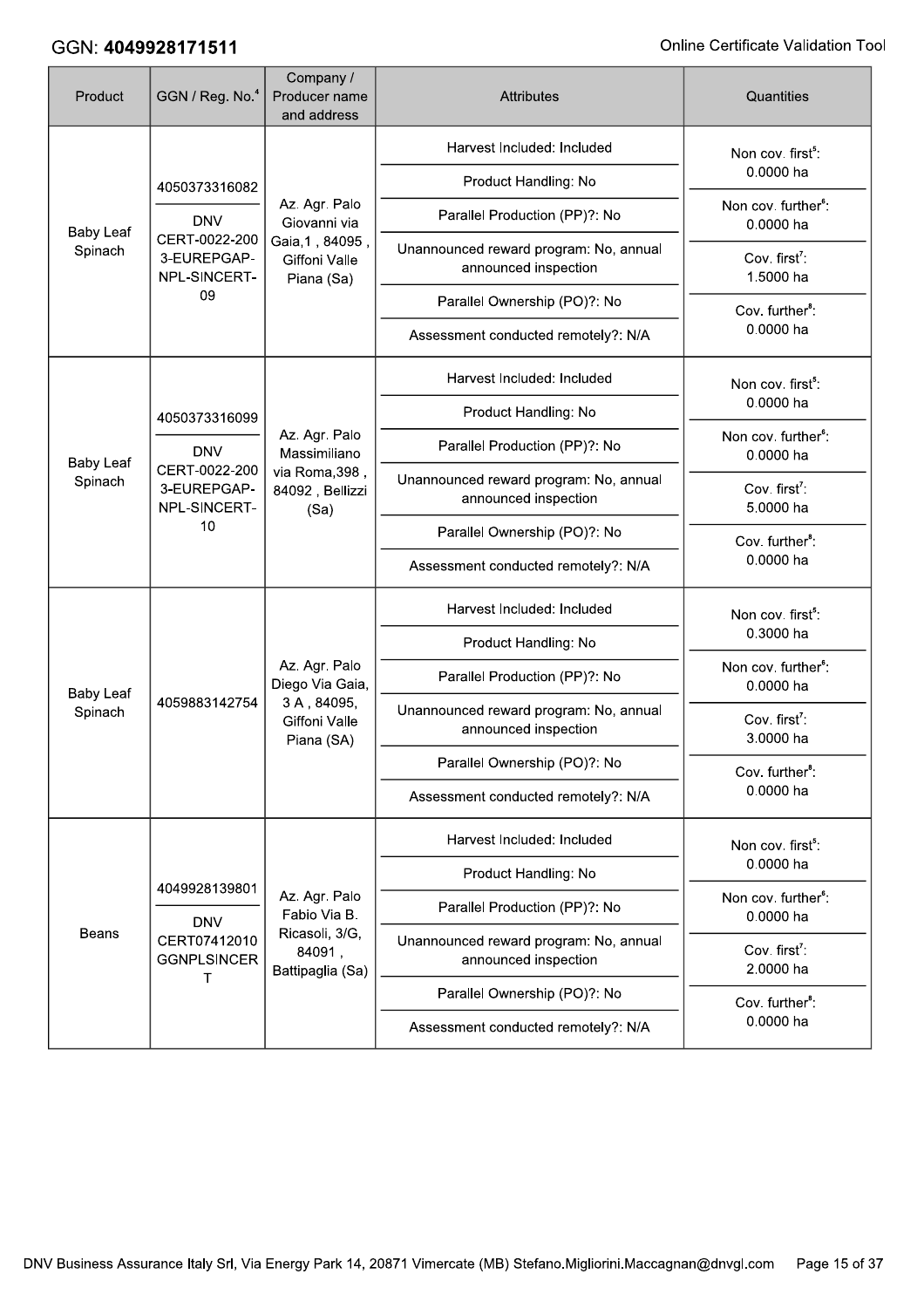GGN: **4049928171511**

| Product | GGN / Reg. No.[4] | Company / Producer name and address | Attributes | Quantities |
|---|---|---|---|---|
| Baby Leaf Spinach | 4050373316082<br>DNV CERT-0022-2003-EUREPGAP-NPL-SINCERT-09 | Az. Agr. Palo Giovanni via Gaia,1 , 84095 , Giffoni Valle Piana (Sa) | Harvest Included: Included<br>Product Handling: No<br>Parallel Production (PP)?: No<br>Unannounced reward program: No, annual announced inspection<br>Parallel Ownership (PO)?: No<br>Assessment conducted remotely?: N/A | Non cov. first[5]: 0.0000 ha<br>Non cov. further[6]: 0.0000 ha<br>Cov. first[7]: 1.5000 ha<br>Cov. further[8]: 0.0000 ha |
| Baby Leaf Spinach | 4050373316099<br>DNV CERT-0022-2003-EUREPGAP-NPL-SINCERT-10 | Az. Agr. Palo Massimiliano via Roma,398 , 84092 , Bellizzi (Sa) | Harvest Included: Included<br>Product Handling: No<br>Parallel Production (PP)?: No<br>Unannounced reward program: No, annual announced inspection<br>Parallel Ownership (PO)?: No<br>Assessment conducted remotely?: N/A | Non cov. first[5]: 0.0000 ha<br>Non cov. further[6]: 0.0000 ha<br>Cov. first[7]: 5.0000 ha<br>Cov. further[8]: 0.0000 ha |
| Baby Leaf Spinach | 4059883142754 | Az. Agr. Palo Diego Via Gaia, 3 A , 84095, Giffoni Valle Piana (SA) | Harvest Included: Included<br>Product Handling: No<br>Parallel Production (PP)?: No<br>Unannounced reward program: No, annual announced inspection<br>Parallel Ownership (PO)?: No<br>Assessment conducted remotely?: N/A | Non cov. first[5]: 0.3000 ha<br>Non cov. further[6]: 0.0000 ha<br>Cov. first[7]: 3.0000 ha<br>Cov. further[8]: 0.0000 ha |
| Beans | 4049928139801<br>DNV CERT07412010GGNPLSINCERT | Az. Agr. Palo Fabio Via B. Ricasoli, 3/G, 84091 , Battipaglia (Sa) | Harvest Included: Included<br>Product Handling: No<br>Parallel Production (PP)?: No<br>Unannounced reward program: No, annual announced inspection<br>Parallel Ownership (PO)?: No<br>Assessment conducted remotely?: N/A | Non cov. first[5]: 0.0000 ha<br>Non cov. further[6]: 0.0000 ha<br>Cov. first[7]: 2.0000 ha<br>Cov. further[8]: 0.0000 ha |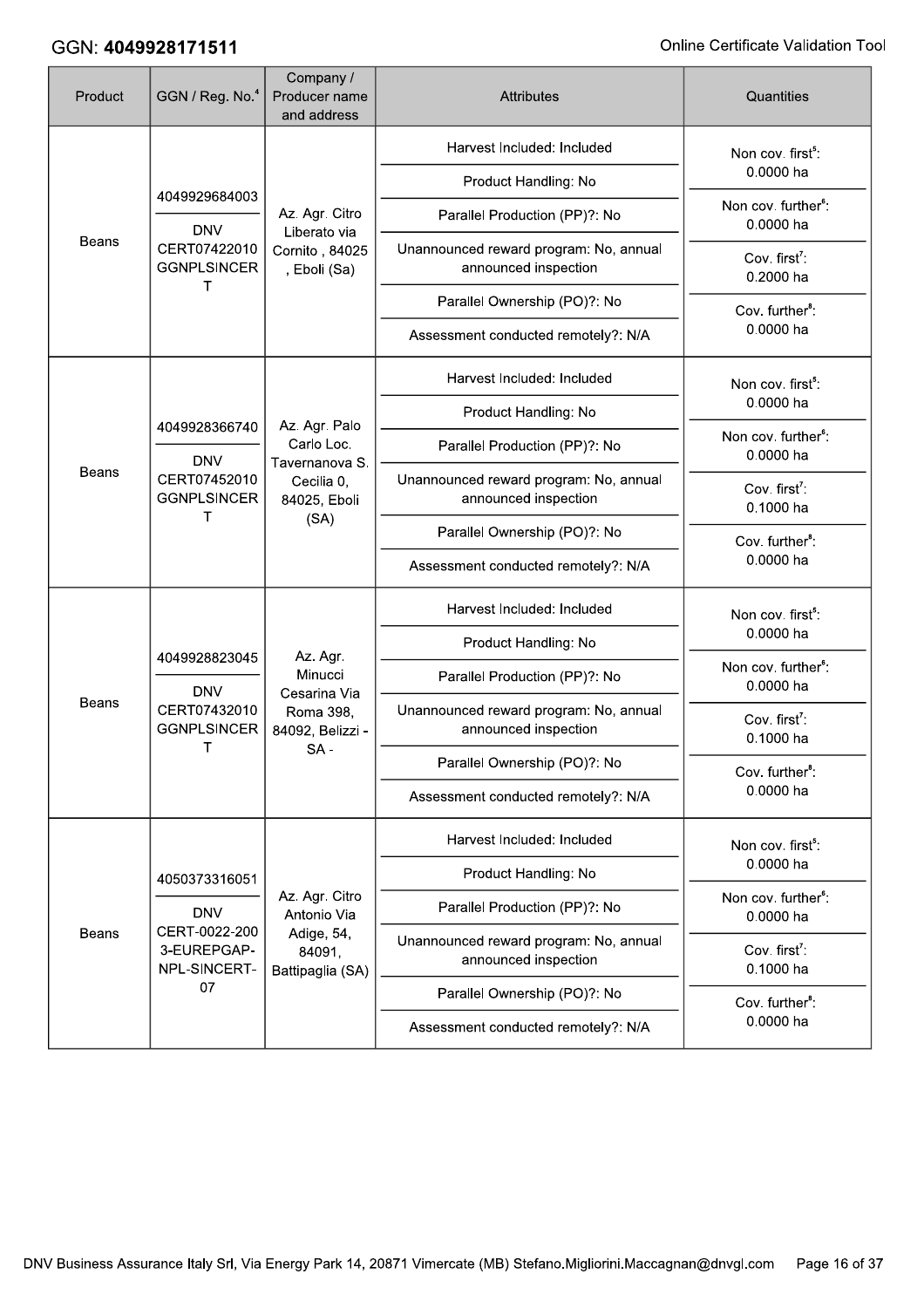GGN: **4049928171511**

| Product | GGN / Reg. No.[4] | Company / Producer name and address | Attributes | Quantities |
|---|---|---|---|---|
| Beans | 4049929684003<br>DNV CERT07422010 GGNPLSINCERT | Az. Agr. Citro Liberato via Cornito , 84025 , Eboli (Sa) | Harvest Included: Included<br>Product Handling: No<br>Parallel Production (PP)?: No<br>Unannounced reward program: No, annual announced inspection<br>Parallel Ownership (PO)?: No<br>Assessment conducted remotely?: N/A | Non cov. first[5]: 0.0000 ha<br>Non cov. further[6]: 0.0000 ha<br>Cov. first[7]: 0.2000 ha<br>Cov. further[8]: 0.0000 ha |
| Beans | 4049928366740<br>DNV CERT07452010 GGNPLSINCERT | Az. Agr. Palo Carlo Loc. Tavernanova S. Cecilia 0, 84025, Eboli (SA) | Harvest Included: Included<br>Product Handling: No<br>Parallel Production (PP)?: No<br>Unannounced reward program: No, annual announced inspection<br>Parallel Ownership (PO)?: No<br>Assessment conducted remotely?: N/A | Non cov. first[5]: 0.0000 ha<br>Non cov. further[6]: 0.0000 ha<br>Cov. first[7]: 0.1000 ha<br>Cov. further[8]: 0.0000 ha |
| Beans | 4049928823045<br>DNV CERT07432010 GGNPLSINCERT | Az. Agr. Minucci Cesarina Via Roma 398, 84092, Belizzi - SA - | Harvest Included: Included<br>Product Handling: No<br>Parallel Production (PP)?: No<br>Unannounced reward program: No, annual announced inspection<br>Parallel Ownership (PO)?: No<br>Assessment conducted remotely?: N/A | Non cov. first[5]: 0.0000 ha<br>Non cov. further[6]: 0.0000 ha<br>Cov. first[7]: 0.1000 ha<br>Cov. further[8]: 0.0000 ha |
| Beans | 4050373316051<br>DNV CERT-0022-2003-EUREPGAP-NPL-SINCERT-07 | Az. Agr. Citro Antonio Via Adige, 54, 84091, Battipaglia (SA) | Harvest Included: Included<br>Product Handling: No<br>Parallel Production (PP)?: No<br>Unannounced reward program: No, annual announced inspection<br>Parallel Ownership (PO)?: No<br>Assessment conducted remotely?: N/A | Non cov. first[5]: 0.0000 ha<br>Non cov. further[6]: 0.0000 ha<br>Cov. first[7]: 0.1000 ha<br>Cov. further[8]: 0.0000 ha |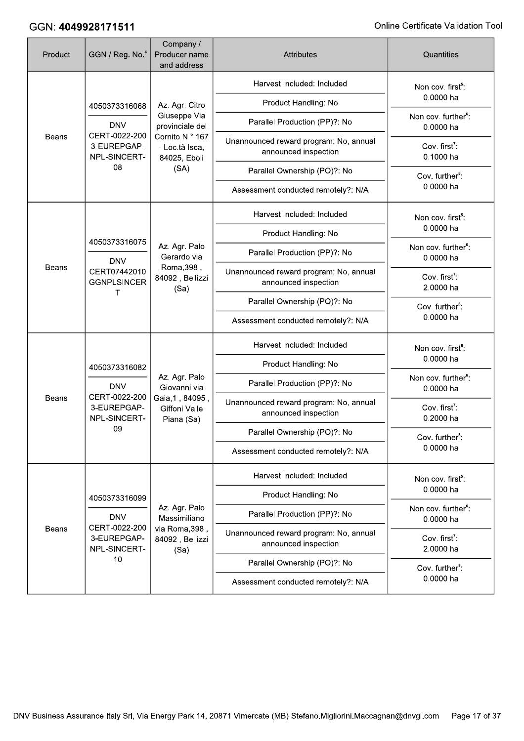GGN: **4049928171511**

| Product | GGN / Reg. No.[4] | Company / Producer name and address | Attributes | Quantities |
|---|---|---|---|---|
| Beans | 4050373316068 / DNV CERT-0022-2003-EUREPGAP-NPL-SINCERT-08 | Az. Agr. Citro Giuseppe Via provinciale del Cornito N ° 167 - Loc.tà Isca, 84025, Eboli (SA) | Harvest Included: Included<br>Product Handling: No<br>Parallel Production (PP)?: No<br>Unannounced reward program: No, annual announced inspection<br>Parallel Ownership (PO)?: No<br>Assessment conducted remotely?: N/A | Non cov. first[5]: 0.0000 ha<br>Non cov. further[6]: 0.0000 ha<br>Cov. first[7]: 0.1000 ha<br>Cov. further[8]: 0.0000 ha |
| Beans | 4050373316075 / DNV CERT07442010GGNPLSINCERT | Az. Agr. Palo Gerardo via Roma,398 , 84092 , Bellizzi (Sa) | Harvest Included: Included<br>Product Handling: No<br>Parallel Production (PP)?: No<br>Unannounced reward program: No, annual announced inspection<br>Parallel Ownership (PO)?: No<br>Assessment conducted remotely?: N/A | Non cov. first[5]: 0.0000 ha<br>Non cov. further[6]: 0.0000 ha<br>Cov. first[7]: 2.0000 ha<br>Cov. further[8]: 0.0000 ha |
| Beans | 4050373316082 / DNV CERT-0022-2003-EUREPGAP-NPL-SINCERT-09 | Az. Agr. Palo Giovanni via Gaia,1 , 84095 , Giffoni Valle Piana (Sa) | Harvest Included: Included<br>Product Handling: No<br>Parallel Production (PP)?: No<br>Unannounced reward program: No, annual announced inspection<br>Parallel Ownership (PO)?: No<br>Assessment conducted remotely?: N/A | Non cov. first[5]: 0.0000 ha<br>Non cov. further[6]: 0.0000 ha<br>Cov. first[7]: 0.2000 ha<br>Cov. further[8]: 0.0000 ha |
| Beans | 4050373316099 / DNV CERT-0022-2003-EUREPGAP-NPL-SINCERT-10 | Az. Agr. Palo Massimiliano via Roma,398 , 84092 , Bellizzi (Sa) | Harvest Included: Included<br>Product Handling: No<br>Parallel Production (PP)?: No<br>Unannounced reward program: No, annual announced inspection<br>Parallel Ownership (PO)?: No<br>Assessment conducted remotely?: N/A | Non cov. first[5]: 0.0000 ha<br>Non cov. further[6]: 0.0000 ha<br>Cov. first[7]: 2.0000 ha<br>Cov. further[8]: 0.0000 ha |

DNV Business Assurance Italy Srl, Via Energy Park 14, 20871 Vimercate (MB) Stefano.Migliorini.Maccagnan@dnvgl.com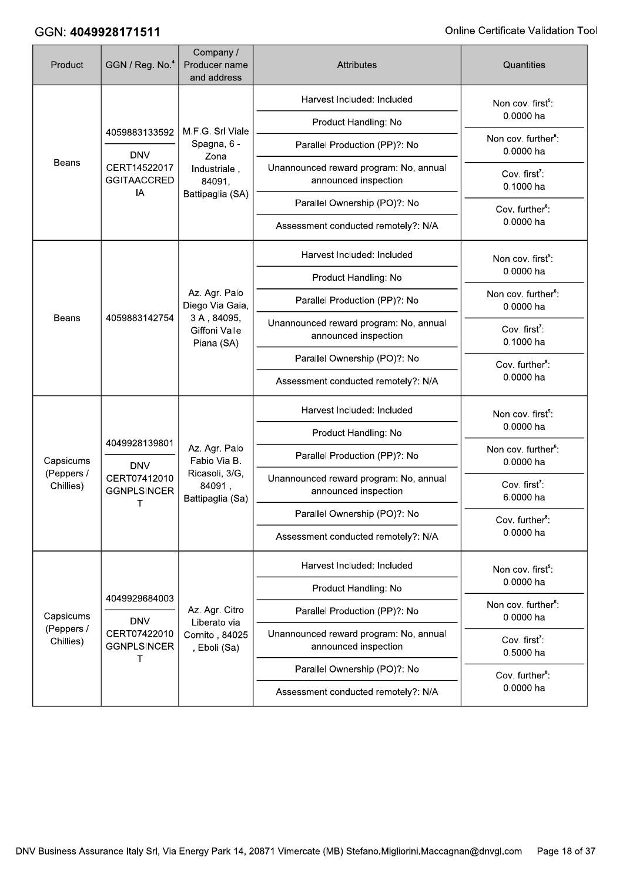GGN: **4049928171511**

| Product | GGN / Reg. No.[4] | Company / Producer name and address | Attributes | Quantities |
|---|---|---|---|---|
| Beans | 4059883133592<br>DNV CERT14522017 GGITAACCREDIA | M.F.G. Srl Viale Spagna, 6 - Zona Industriale , 84091, Battipaglia (SA) | Harvest Included: Included<br>Product Handling: No<br>Parallel Production (PP)?: No<br>Unannounced reward program: No, annual announced inspection<br>Parallel Ownership (PO)?: No<br>Assessment conducted remotely?: N/A | Non cov. first[5]: 0.0000 ha<br>Non cov. further[6]: 0.0000 ha<br>Cov. first[7]: 0.1000 ha<br>Cov. further[8]: 0.0000 ha |
| Beans | 4059883142754 | Az. Agr. Palo Diego Via Gaia, 3 A , 84095, Giffoni Valle Piana (SA) | Harvest Included: Included<br>Product Handling: No<br>Parallel Production (PP)?: No<br>Unannounced reward program: No, annual announced inspection<br>Parallel Ownership (PO)?: No<br>Assessment conducted remotely?: N/A | Non cov. first[5]: 0.0000 ha<br>Non cov. further[6]: 0.0000 ha<br>Cov. first[7]: 0.1000 ha<br>Cov. further[8]: 0.0000 ha |
| Capsicums (Peppers / Chillies) | 4049928139801<br>DNV CERT07412010 GGNPLSINCERT | Az. Agr. Palo Fabio Via B. Ricasoli, 3/G, 84091 , Battipaglia (Sa) | Harvest Included: Included<br>Product Handling: No<br>Parallel Production (PP)?: No<br>Unannounced reward program: No, annual announced inspection<br>Parallel Ownership (PO)?: No<br>Assessment conducted remotely?: N/A | Non cov. first[5]: 0.0000 ha<br>Non cov. further[6]: 0.0000 ha<br>Cov. first[7]: 6.0000 ha<br>Cov. further[8]: 0.0000 ha |
| Capsicums (Peppers / Chillies) | 4049929684003<br>DNV CERT07422010 GGNPLSINCERT | Az. Agr. Citro Liberato via Cornito , 84025 , Eboli (Sa) | Harvest Included: Included<br>Product Handling: No<br>Parallel Production (PP)?: No<br>Unannounced reward program: No, annual announced inspection<br>Parallel Ownership (PO)?: No<br>Assessment conducted remotely?: N/A | Non cov. first[5]: 0.0000 ha<br>Non cov. further[6]: 0.0000 ha<br>Cov. first[7]: 0.5000 ha<br>Cov. further[8]: 0.0000 ha |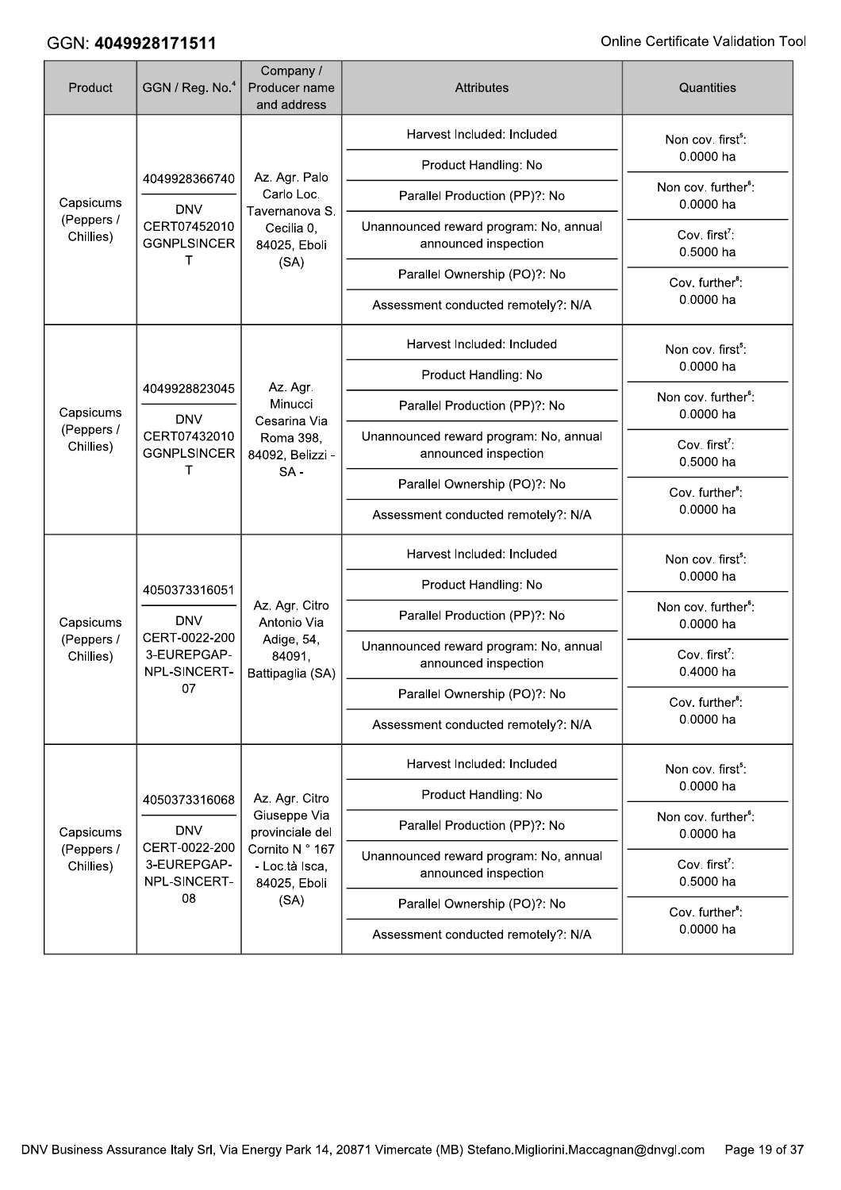| Product | GGN / Reg. No.[4] | Company / Producer name and address | Attributes | Quantities |
|---|---|---|---|---|
| Capsicums (Peppers / Chillies) | 4049928366740<br>DNV CERT07452010 GGNPLSINCERT | Az. Agr. Palo Carlo Loc. Tavernanova S. Cecilia 0, 84025, Eboli (SA) | Harvest Included: Included<br>Product Handling: No<br>Parallel Production (PP)?: No<br>Unannounced reward program: No, annual announced inspection<br>Parallel Ownership (PO)?: No<br>Assessment conducted remotely?: N/A | Non cov. first[5]: 0.0000 ha<br>Non cov. further[6]: 0.0000 ha<br>Cov. first[7]: 0.5000 ha<br>Cov. further[8]: 0.0000 ha |
| Capsicums (Peppers / Chillies) | 4049928823045<br>DNV CERT07432010 GGNPLSINCERT | Az. Agr. Minucci Cesarina Via Roma 398, 84092, Belizzi - SA - | Harvest Included: Included<br>Product Handling: No<br>Parallel Production (PP)?: No<br>Unannounced reward program: No, annual announced inspection<br>Parallel Ownership (PO)?: No<br>Assessment conducted remotely?: N/A | Non cov. first[5]: 0.0000 ha<br>Non cov. further[6]: 0.0000 ha<br>Cov. first[7]: 0.5000 ha<br>Cov. further[8]: 0.0000 ha |
| Capsicums (Peppers / Chillies) | 4050373316051<br>DNV CERT-0022-2003-EUREPGAP-NPL-SINCERT-07 | Az. Agr. Citro Antonio Via Adige, 54, 84091, Battipaglia (SA) | Harvest Included: Included<br>Product Handling: No<br>Parallel Production (PP)?: No<br>Unannounced reward program: No, annual announced inspection<br>Parallel Ownership (PO)?: No<br>Assessment conducted remotely?: N/A | Non cov. first[5]: 0.0000 ha<br>Non cov. further[6]: 0.0000 ha<br>Cov. first[7]: 0.4000 ha<br>Cov. further[8]: 0.0000 ha |
| Capsicums (Peppers / Chillies) | 4050373316068<br>DNV CERT-0022-2003-EUREPGAP-NPL-SINCERT-08 | Az. Agr. Citro Giuseppe Via provinciale del Cornito N ° 167 - Loc.tà Isca, 84025, Eboli (SA) | Harvest Included: Included<br>Product Handling: No<br>Parallel Production (PP)?: No<br>Unannounced reward program: No, annual announced inspection<br>Parallel Ownership (PO)?: No<br>Assessment conducted remotely?: N/A | Non cov. first[5]: 0.0000 ha<br>Non cov. further[6]: 0.0000 ha<br>Cov. first[7]: 0.5000 ha<br>Cov. further[8]: 0.0000 ha |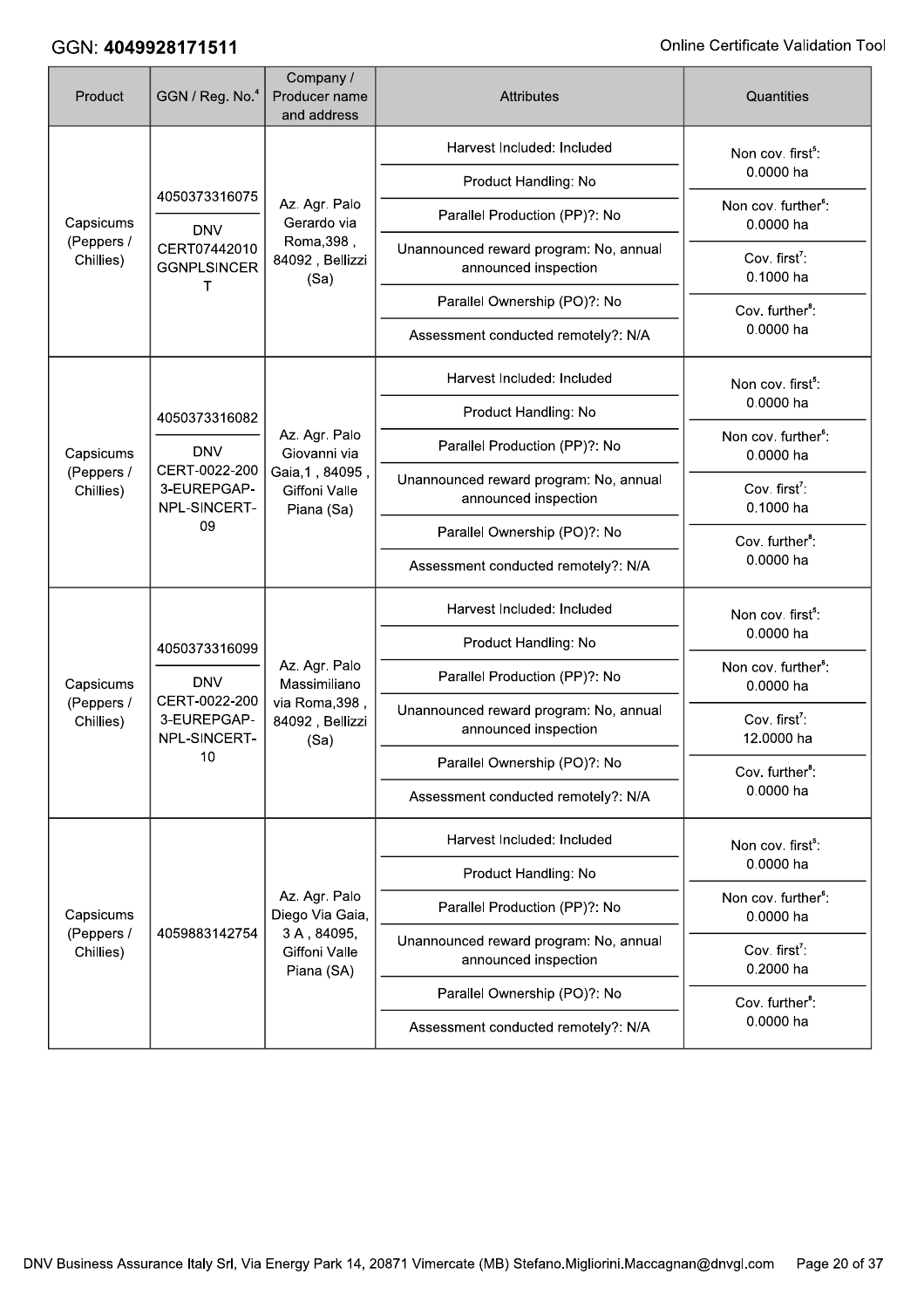GGN: **4049928171511**

| Product | GGN / Reg. No.[4] | Company / Producer name and address | Attributes | Quantities |
|---|---|---|---|---|
| Capsicums (Peppers / Chillies) | 4050373316075<br>DNV CERT07442010 GGNPLSINCERT | Az. Agr. Palo Gerardo via Roma,398 , 84092 , Bellizzi (Sa) | Harvest Included: Included<br>Product Handling: No<br>Parallel Production (PP)?: No<br>Unannounced reward program: No, annual announced inspection<br>Parallel Ownership (PO)?: No<br>Assessment conducted remotely?: N/A | Non cov. first[5]: 0.0000 ha<br>Non cov. further[6]: 0.0000 ha<br>Cov. first[7]: 0.1000 ha<br>Cov. further[8]: 0.0000 ha |
| Capsicums (Peppers / Chillies) | 4050373316082<br>DNV CERT-0022-2003-EUREPGAP-NPL-SINCERT-09 | Az. Agr. Palo Giovanni via Gaia,1 , 84095 , Giffoni Valle Piana (Sa) | Harvest Included: Included<br>Product Handling: No<br>Parallel Production (PP)?: No<br>Unannounced reward program: No, annual announced inspection<br>Parallel Ownership (PO)?: No<br>Assessment conducted remotely?: N/A | Non cov. first[5]: 0.0000 ha<br>Non cov. further[6]: 0.0000 ha<br>Cov. first[7]: 0.1000 ha<br>Cov. further[8]: 0.0000 ha |
| Capsicums (Peppers / Chillies) | 4050373316099<br>DNV CERT-0022-2003-EUREPGAP-NPL-SINCERT-10 | Az. Agr. Palo Massimiliano via Roma,398 , 84092 , Bellizzi (Sa) | Harvest Included: Included<br>Product Handling: No<br>Parallel Production (PP)?: No<br>Unannounced reward program: No, annual announced inspection<br>Parallel Ownership (PO)?: No<br>Assessment conducted remotely?: N/A | Non cov. first[5]: 0.0000 ha<br>Non cov. further[6]: 0.0000 ha<br>Cov. first[7]: 12.0000 ha<br>Cov. further[8]: 0.0000 ha |
| Capsicums (Peppers / Chillies) | 4059883142754 | Az. Agr. Palo Diego Via Gaia, 3 A , 84095, Giffoni Valle Piana (SA) | Harvest Included: Included<br>Product Handling: No<br>Parallel Production (PP)?: No<br>Unannounced reward program: No, annual announced inspection<br>Parallel Ownership (PO)?: No<br>Assessment conducted remotely?: N/A | Non cov. first[5]: 0.0000 ha<br>Non cov. further[6]: 0.0000 ha<br>Cov. first[7]: 0.2000 ha<br>Cov. further[8]: 0.0000 ha |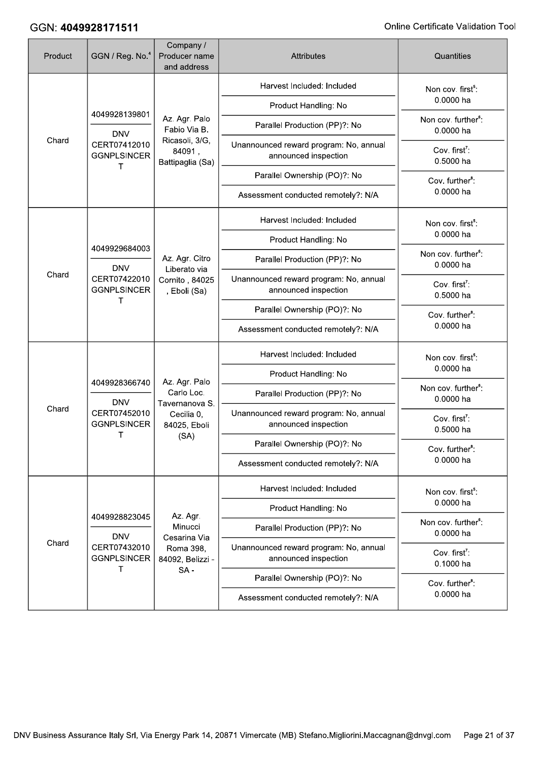GGN: **4049928171511**

| Product | GGN / Reg. No.[4] | Company / Producer name and address | Attributes | Quantities |
|---|---|---|---|---|
| Chard | 4049928139801<br>DNV CERT07412010 GGNPLSINCERT | Az. Agr. Palo Fabio Via B. Ricasoli, 3/G, 84091 , Battipaglia (Sa) | Harvest Included: Included<br>Product Handling: No<br>Parallel Production (PP)?: No<br>Unannounced reward program: No, annual announced inspection<br>Parallel Ownership (PO)?: No<br>Assessment conducted remotely?: N/A | Non cov. first[5]: 0.0000 ha<br>Non cov. further[6]: 0.0000 ha<br>Cov. first[7]: 0.5000 ha<br>Cov. further[8]: 0.0000 ha |
| Chard | 4049929684003<br>DNV CERT07422010 GGNPLSINCERT | Az. Agr. Citro Liberato via Cornito , 84025 , Eboli (Sa) | Harvest Included: Included<br>Product Handling: No<br>Parallel Production (PP)?: No<br>Unannounced reward program: No, annual announced inspection<br>Parallel Ownership (PO)?: No<br>Assessment conducted remotely?: N/A | Non cov. first[5]: 0.0000 ha<br>Non cov. further[6]: 0.0000 ha<br>Cov. first[7]: 0.5000 ha<br>Cov. further[8]: 0.0000 ha |
| Chard | 4049928366740<br>DNV CERT07452010 GGNPLSINCERT | Az. Agr. Palo Carlo Loc. Tavernanova S. Cecilia 0, 84025, Eboli (SA) | Harvest Included: Included<br>Product Handling: No<br>Parallel Production (PP)?: No<br>Unannounced reward program: No, annual announced inspection<br>Parallel Ownership (PO)?: No<br>Assessment conducted remotely?: N/A | Non cov. first[5]: 0.0000 ha<br>Non cov. further[6]: 0.0000 ha<br>Cov. first[7]: 0.5000 ha<br>Cov. further[8]: 0.0000 ha |
| Chard | 4049928823045<br>DNV CERT07432010 GGNPLSINCERT | Az. Agr. Minucci Cesarina Via Roma 398, 84092, Belizzi - SA - | Harvest Included: Included<br>Product Handling: No<br>Parallel Production (PP)?: No<br>Unannounced reward program: No, annual announced inspection<br>Parallel Ownership (PO)?: No<br>Assessment conducted remotely?: N/A | Non cov. first[5]: 0.0000 ha<br>Non cov. further[6]: 0.0000 ha<br>Cov. first[7]: 0.1000 ha<br>Cov. further[8]: 0.0000 ha |

DNV Business Assurance Italy Srl, Via Energy Park 14, 20871 Vimercate (MB) Stefano.Migliorini.Maccagnan@dnvgl.com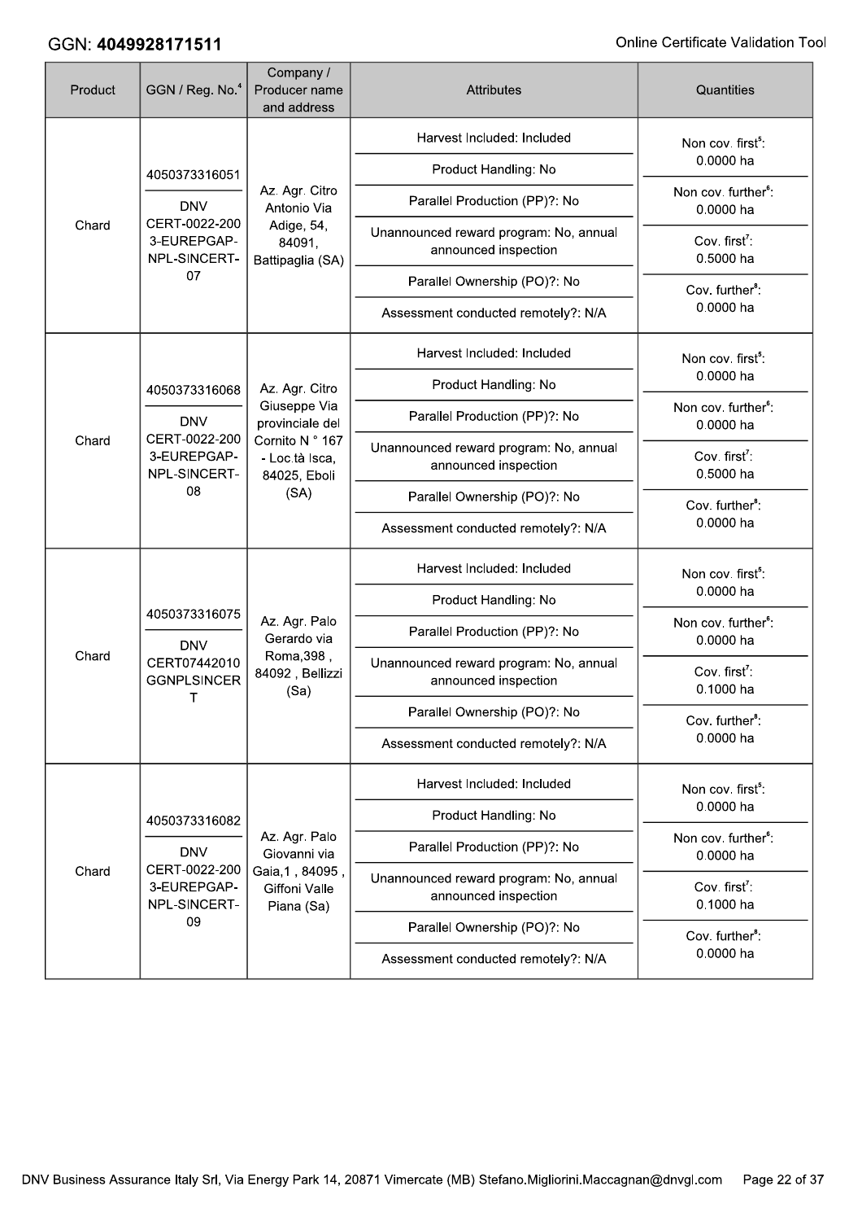| Product | GGN / Reg. No.[4] | Company / Producer name and address | Attributes | Quantities |
| --- | --- | --- | --- | --- |
| Chard | 4050373316051<br>DNV CERT-0022-2003-EUREPGAP-NPL-SINCERT-07 | Az. Agr. Citro Antonio Via Adige, 54, 84091, Battipaglia (SA) | Harvest Included: Included<br>Product Handling: No<br>Parallel Production (PP)?: No<br>Unannounced reward program: No, annual announced inspection<br>Parallel Ownership (PO)?: No<br>Assessment conducted remotely?: N/A | Non cov. first[5]: 0.0000 ha<br>Non cov. further[6]: 0.0000 ha<br>Cov. first[7]: 0.5000 ha<br>Cov. further[8]: 0.0000 ha |
| Chard | 4050373316068<br>DNV CERT-0022-2003-EUREPGAP-NPL-SINCERT-08 | Az. Agr. Citro Giuseppe Via provinciale del Cornito N ° 167 - Loc.tà Isca, 84025, Eboli (SA) | Harvest Included: Included<br>Product Handling: No<br>Parallel Production (PP)?: No<br>Unannounced reward program: No, annual announced inspection<br>Parallel Ownership (PO)?: No<br>Assessment conducted remotely?: N/A | Non cov. first[5]: 0.0000 ha<br>Non cov. further[6]: 0.0000 ha<br>Cov. first[7]: 0.5000 ha<br>Cov. further[8]: 0.0000 ha |
| Chard | 4050373316075<br>DNV CERT07442010GGNPLSINCERT | Az. Agr. Palo Gerardo via Roma,398 , 84092 , Bellizzi (Sa) | Harvest Included: Included<br>Product Handling: No<br>Parallel Production (PP)?: No<br>Unannounced reward program: No, annual announced inspection<br>Parallel Ownership (PO)?: No<br>Assessment conducted remotely?: N/A | Non cov. first[5]: 0.0000 ha<br>Non cov. further[6]: 0.0000 ha<br>Cov. first[7]: 0.1000 ha<br>Cov. further[8]: 0.0000 ha |
| Chard | 4050373316082<br>DNV CERT-0022-2003-EUREPGAP-NPL-SINCERT-09 | Az. Agr. Palo Giovanni via Gaia,1 , 84095 , Giffoni Valle Piana (Sa) | Harvest Included: Included<br>Product Handling: No<br>Parallel Production (PP)?: No<br>Unannounced reward program: No, annual announced inspection<br>Parallel Ownership (PO)?: No<br>Assessment conducted remotely?: N/A | Non cov. first[5]: 0.0000 ha<br>Non cov. further[6]: 0.0000 ha<br>Cov. first[7]: 0.1000 ha<br>Cov. further[8]: 0.0000 ha |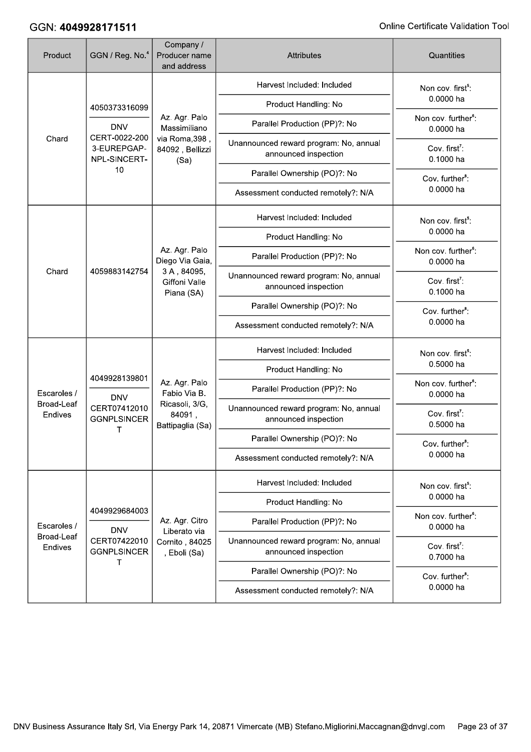| Product | GGN / Reg. No.[4] | Company / Producer name and address | Attributes | Quantities |
|---|---|---|---|---|
| Chard | 4050373316099<br>DNV CERT-0022-2003-EUREPGAP-NPL-SINCERT-10 | Az. Agr. Palo Massimiliano via Roma,398 , 84092 , Bellizzi (Sa) | Harvest Included: Included<br>Product Handling: No<br>Parallel Production (PP)?: No<br>Unannounced reward program: No, annual announced inspection<br>Parallel Ownership (PO)?: No<br>Assessment conducted remotely?: N/A | Non cov. first[5]: 0.0000 ha<br>Non cov. further[6]: 0.0000 ha<br>Cov. first[7]: 0.1000 ha<br>Cov. further[8]: 0.0000 ha |
| Chard | 4059883142754 | Az. Agr. Palo Diego Via Gaia, 3 A , 84095, Giffoni Valle Piana (SA) | Harvest Included: Included<br>Product Handling: No<br>Parallel Production (PP)?: No<br>Unannounced reward program: No, annual announced inspection<br>Parallel Ownership (PO)?: No<br>Assessment conducted remotely?: N/A | Non cov. first[5]: 0.0000 ha<br>Non cov. further[6]: 0.0000 ha<br>Cov. first[7]: 0.1000 ha<br>Cov. further[8]: 0.0000 ha |
| Escaroles / Broad-Leaf Endives | 4049928139801<br>DNV CERT07412010GGNPLSINCERT | Az. Agr. Palo Fabio Via B. Ricasoli, 3/G, 84091 , Battipaglia (Sa) | Harvest Included: Included<br>Product Handling: No<br>Parallel Production (PP)?: No<br>Unannounced reward program: No, annual announced inspection<br>Parallel Ownership (PO)?: No<br>Assessment conducted remotely?: N/A | Non cov. first[5]: 0.5000 ha<br>Non cov. further[6]: 0.0000 ha<br>Cov. first[7]: 0.5000 ha<br>Cov. further[8]: 0.0000 ha |
| Escaroles / Broad-Leaf Endives | 4049929684003<br>DNV CERT07422010GGNPLSINCERT | Az. Agr. Citro Liberato via Cornito , 84025 , Eboli (Sa) | Harvest Included: Included<br>Product Handling: No<br>Parallel Production (PP)?: No<br>Unannounced reward program: No, annual announced inspection<br>Parallel Ownership (PO)?: No<br>Assessment conducted remotely?: N/A | Non cov. first[5]: 0.0000 ha<br>Non cov. further[6]: 0.0000 ha<br>Cov. first[7]: 0.7000 ha<br>Cov. further[8]: 0.0000 ha |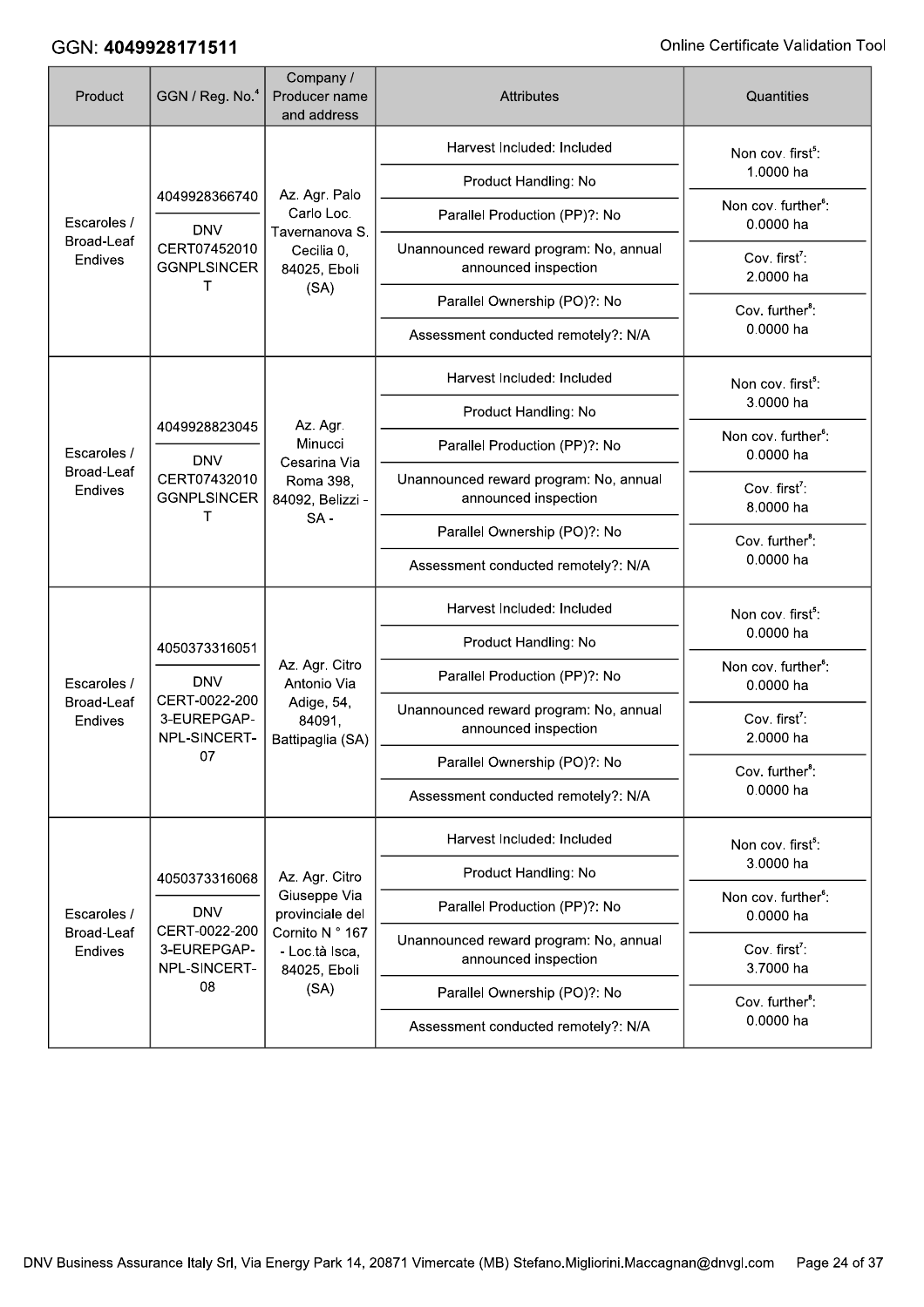GGN: **4049928171511**

| Product | GGN / Reg. No.[4] | Company / Producer name and address | Attributes | Quantities |
|---|---|---|---|---|
| Escaroles / Broad-Leaf Endives | 4049928366740<br>DNV CERT07452010 GGNPLSINCERT | Az. Agr. Palo Carlo Loc. Tavernanova S. Cecilia 0, 84025, Eboli (SA) | Harvest Included: Included<br>Product Handling: No<br>Parallel Production (PP)?: No<br>Unannounced reward program: No, annual announced inspection<br>Parallel Ownership (PO)?: No<br>Assessment conducted remotely?: N/A | Non cov. first[5]: 1.0000 ha<br>Non cov. further[6]: 0.0000 ha<br>Cov. first[7]: 2.0000 ha<br>Cov. further[8]: 0.0000 ha |
| Escaroles / Broad-Leaf Endives | 4049928823045<br>DNV CERT07432010 GGNPLSINCERT | Az. Agr. Minucci Cesarina Via Roma 398, 84092, Belizzi - SA - | Harvest Included: Included<br>Product Handling: No<br>Parallel Production (PP)?: No<br>Unannounced reward program: No, annual announced inspection<br>Parallel Ownership (PO)?: No<br>Assessment conducted remotely?: N/A | Non cov. first[5]: 3.0000 ha<br>Non cov. further[6]: 0.0000 ha<br>Cov. first[7]: 8.0000 ha<br>Cov. further[8]: 0.0000 ha |
| Escaroles / Broad-Leaf Endives | 4050373316051<br>DNV CERT-0022-2003-EUREPGAP-NPL-SINCERT-07 | Az. Agr. Citro Antonio Via Adige, 54, 84091, Battipaglia (SA) | Harvest Included: Included<br>Product Handling: No<br>Parallel Production (PP)?: No<br>Unannounced reward program: No, annual announced inspection<br>Parallel Ownership (PO)?: No<br>Assessment conducted remotely?: N/A | Non cov. first[5]: 0.0000 ha<br>Non cov. further[6]: 0.0000 ha<br>Cov. first[7]: 2.0000 ha<br>Cov. further[8]: 0.0000 ha |
| Escaroles / Broad-Leaf Endives | 4050373316068<br>DNV CERT-0022-2003-EUREPGAP-NPL-SINCERT-08 | Az. Agr. Citro Giuseppe Via provinciale del Cornito N ° 167 - Loc.tà Isca, 84025, Eboli (SA) | Harvest Included: Included<br>Product Handling: No<br>Parallel Production (PP)?: No<br>Unannounced reward program: No, annual announced inspection<br>Parallel Ownership (PO)?: No<br>Assessment conducted remotely?: N/A | Non cov. first[5]: 3.0000 ha<br>Non cov. further[6]: 0.0000 ha<br>Cov. first[7]: 3.7000 ha<br>Cov. further[8]: 0.0000 ha |

DNV Business Assurance Italy Srl, Via Energy Park 14, 20871 Vimercate (MB) Stefano.Migliorini.Maccagnan@dnvgl.com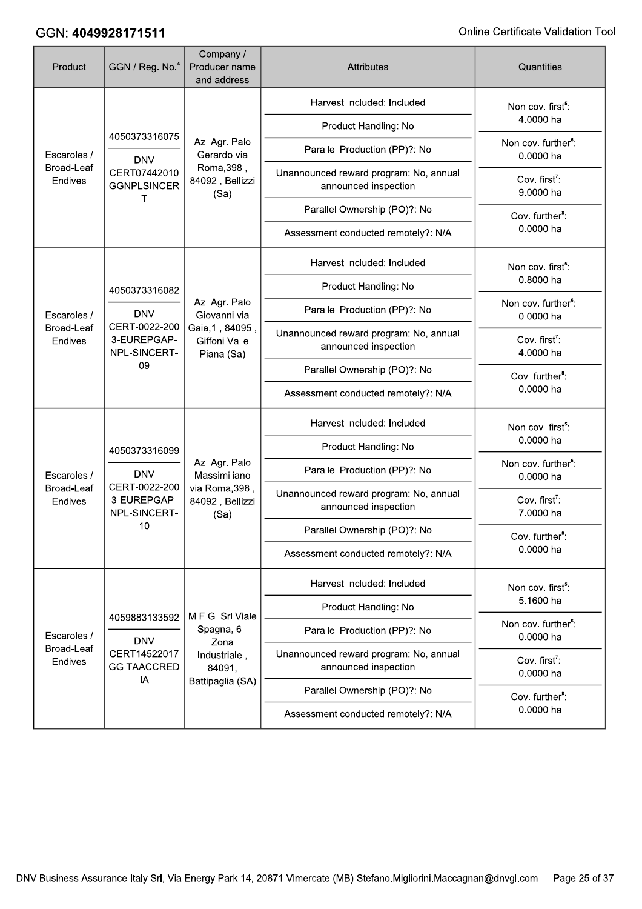GGN: **4049928171511**

| Product | GGN / Reg. No.[4] | Company / Producer name and address | Attributes | Quantities |
|---|---|---|---|---|
| Escaroles / Broad-Leaf Endives | 4050373316075<br>DNV CERT07442010 GGNPLSINCERT | Az. Agr. Palo Gerardo via Roma,398 , 84092 , Bellizzi (Sa) | Harvest Included: Included<br>Product Handling: No<br>Parallel Production (PP)?: No<br>Unannounced reward program: No, annual announced inspection<br>Parallel Ownership (PO)?: No<br>Assessment conducted remotely?: N/A | Non cov. first[5]: 4.0000 ha<br>Non cov. further[6]: 0.0000 ha<br>Cov. first[7]: 9.0000 ha<br>Cov. further[8]: 0.0000 ha |
| Escaroles / Broad-Leaf Endives | 4050373316082<br>DNV CERT-0022-2003-EUREPGAP-NPL-SINCERT-09 | Az. Agr. Palo Giovanni via Gaia,1 , 84095 , Giffoni Valle Piana (Sa) | Harvest Included: Included<br>Product Handling: No<br>Parallel Production (PP)?: No<br>Unannounced reward program: No, annual announced inspection<br>Parallel Ownership (PO)?: No<br>Assessment conducted remotely?: N/A | Non cov. first[5]: 0.8000 ha<br>Non cov. further[6]: 0.0000 ha<br>Cov. first[7]: 4.0000 ha<br>Cov. further[8]: 0.0000 ha |
| Escaroles / Broad-Leaf Endives | 4050373316099<br>DNV CERT-0022-2003-EUREPGAP-NPL-SINCERT-10 | Az. Agr. Palo Massimiliano via Roma,398 , 84092 , Bellizzi (Sa) | Harvest Included: Included<br>Product Handling: No<br>Parallel Production (PP)?: No<br>Unannounced reward program: No, annual announced inspection<br>Parallel Ownership (PO)?: No<br>Assessment conducted remotely?: N/A | Non cov. first[5]: 0.0000 ha<br>Non cov. further[6]: 0.0000 ha<br>Cov. first[7]: 7.0000 ha<br>Cov. further[8]: 0.0000 ha |
| Escaroles / Broad-Leaf Endives | 4059883133592<br>DNV CERT14522017 GGITAACCREDIA | M.F.G. Srl Viale Spagna, 6 - Zona Industriale , 84091, Battipaglia (SA) | Harvest Included: Included<br>Product Handling: No<br>Parallel Production (PP)?: No<br>Unannounced reward program: No, annual announced inspection<br>Parallel Ownership (PO)?: No<br>Assessment conducted remotely?: N/A | Non cov. first[5]: 5.1600 ha<br>Non cov. further[6]: 0.0000 ha<br>Cov. first[7]: 0.0000 ha<br>Cov. further[8]: 0.0000 ha |

DNV Business Assurance Italy Srl, Via Energy Park 14, 20871 Vimercate (MB) Stefano.Migliorini.Maccagnan@dnvgl.com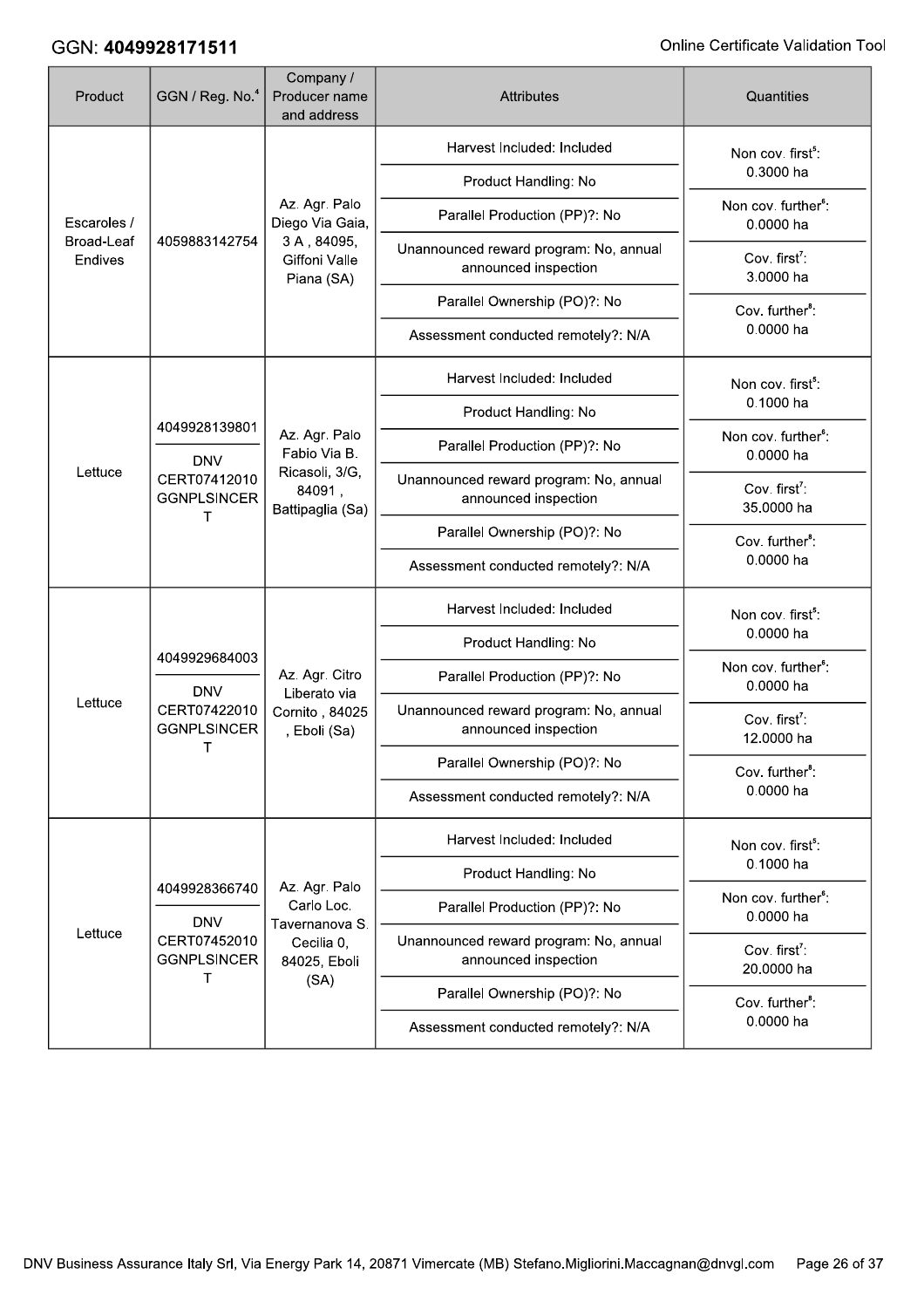## GGN: 4049928171511

| Product | GGN / Reg. No.[4] | Company / Producer name and address | Attributes | Quantities |
|---|---|---|---|---|
| Escaroles / Broad-Leaf Endives | 4059883142754 | Az. Agr. Palo Diego Via Gaia, 3 A , 84095, Giffoni Valle Piana (SA) | Harvest Included: Included<br>Product Handling: No<br>Parallel Production (PP)?: No<br>Unannounced reward program: No, annual announced inspection<br>Parallel Ownership (PO)?: No<br>Assessment conducted remotely?: N/A | Non cov. first[5]: 0.3000 ha<br>Non cov. further[6]: 0.0000 ha<br>Cov. first[7]: 3.0000 ha<br>Cov. further[8]: 0.0000 ha |
| Lettuce | 4049928139801<br>DNV CERT07412010 GGNPLSINCERT | Az. Agr. Palo Fabio Via B. Ricasoli, 3/G, 84091 , Battipaglia (Sa) | Harvest Included: Included<br>Product Handling: No<br>Parallel Production (PP)?: No<br>Unannounced reward program: No, annual announced inspection<br>Parallel Ownership (PO)?: No<br>Assessment conducted remotely?: N/A | Non cov. first[5]: 0.1000 ha<br>Non cov. further[6]: 0.0000 ha<br>Cov. first[7]: 35.0000 ha<br>Cov. further[8]: 0.0000 ha |
| Lettuce | 4049929684003<br>DNV CERT07422010 GGNPLSINCERT | Az. Agr. Citro Liberato via Cornito , 84025 , Eboli (Sa) | Harvest Included: Included<br>Product Handling: No<br>Parallel Production (PP)?: No<br>Unannounced reward program: No, annual announced inspection<br>Parallel Ownership (PO)?: No<br>Assessment conducted remotely?: N/A | Non cov. first[5]: 0.0000 ha<br>Non cov. further[6]: 0.0000 ha<br>Cov. first[7]: 12.0000 ha<br>Cov. further[8]: 0.0000 ha |
| Lettuce | 4049928366740<br>DNV CERT07452010 GGNPLSINCERT | Az. Agr. Palo Carlo Loc. Tavernanova S. Cecilia 0, 84025, Eboli (SA) | Harvest Included: Included<br>Product Handling: No<br>Parallel Production (PP)?: No<br>Unannounced reward program: No, annual announced inspection<br>Parallel Ownership (PO)?: No<br>Assessment conducted remotely?: N/A | Non cov. first[5]: 0.1000 ha<br>Non cov. further[6]: 0.0000 ha<br>Cov. first[7]: 20.0000 ha<br>Cov. further[8]: 0.0000 ha |

DNV Business Assurance Italy Srl, Via Energy Park 14, 20871 Vimercate (MB) Stefano.Migliorini.Maccagnan@dnvgl.com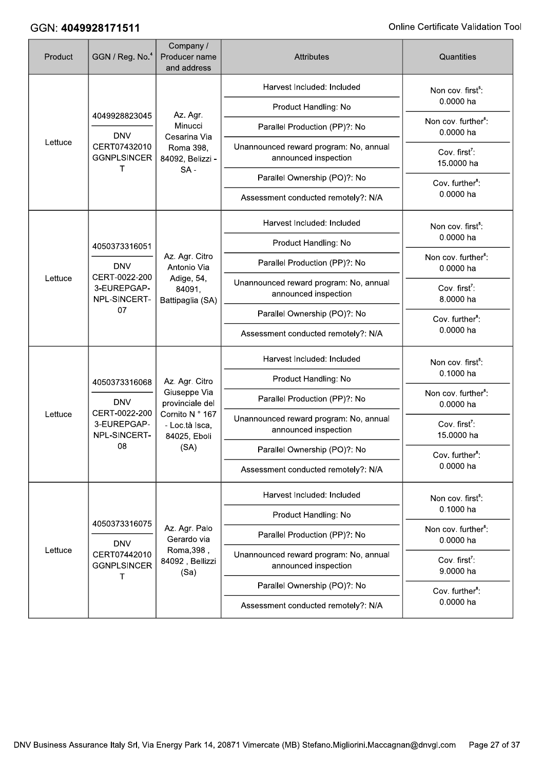| Product | GGN / Reg. No.[4] | Company / Producer name and address | Attributes | Quantities |
|---|---|---|---|---|
| Lettuce | 4049928823045<br>DNV CERT07432010 GGNPLSINCERT | Az. Agr. Minucci Cesarina Via Roma 398, 84092, Belizzi - SA - | Harvest Included: Included<br>Product Handling: No<br>Parallel Production (PP)?: No<br>Unannounced reward program: No, annual announced inspection<br>Parallel Ownership (PO)?: No<br>Assessment conducted remotely?: N/A | Non cov. first[5]: 0.0000 ha<br>Non cov. further[6]: 0.0000 ha<br>Cov. first[7]: 15.0000 ha<br>Cov. further[8]: 0.0000 ha |
| Lettuce | 4050373316051<br>DNV CERT-0022-2003-EUREPGAP-NPL-SINCERT-07 | Az. Agr. Citro Antonio Via Adige, 54, 84091, Battipaglia (SA) | Harvest Included: Included<br>Product Handling: No<br>Parallel Production (PP)?: No<br>Unannounced reward program: No, annual announced inspection<br>Parallel Ownership (PO)?: No<br>Assessment conducted remotely?: N/A | Non cov. first[5]: 0.0000 ha<br>Non cov. further[6]: 0.0000 ha<br>Cov. first[7]: 8.0000 ha<br>Cov. further[8]: 0.0000 ha |
| Lettuce | 4050373316068<br>DNV CERT-0022-2003-EUREPGAP-NPL-SINCERT-08 | Az. Agr. Citro Giuseppe Via provinciale del Cornito N ° 167 - Loc.tà Isca, 84025, Eboli (SA) | Harvest Included: Included<br>Product Handling: No<br>Parallel Production (PP)?: No<br>Unannounced reward program: No, annual announced inspection<br>Parallel Ownership (PO)?: No<br>Assessment conducted remotely?: N/A | Non cov. first[5]: 0.1000 ha<br>Non cov. further[6]: 0.0000 ha<br>Cov. first[7]: 15.0000 ha<br>Cov. further[8]: 0.0000 ha |
| Lettuce | 4050373316075<br>DNV CERT07442010 GGNPLSINCERT | Az. Agr. Palo Gerardo via Roma,398 , 84092 , Bellizzi (Sa) | Harvest Included: Included<br>Product Handling: No<br>Parallel Production (PP)?: No<br>Unannounced reward program: No, annual announced inspection<br>Parallel Ownership (PO)?: No<br>Assessment conducted remotely?: N/A | Non cov. first[5]: 0.1000 ha<br>Non cov. further[6]: 0.0000 ha<br>Cov. first[7]: 9.0000 ha<br>Cov. further[8]: 0.0000 ha |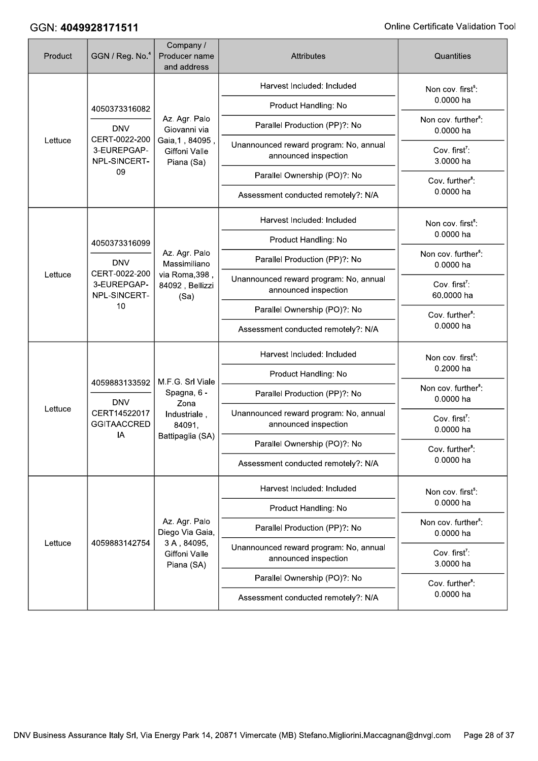| Product | GGN / Reg. No.[4] | Company / Producer name and address | Attributes | Quantities |
|---|---|---|---|---|
| Lettuce | 4050373316082<br>DNV CERT-0022-2003-EUREPGAP-NPL-SINCERT-09 | Az. Agr. Palo Giovanni via Gaia,1 , 84095 , Giffoni Valle Piana (Sa) | Harvest Included: Included<br>Product Handling: No<br>Parallel Production (PP)?: No<br>Unannounced reward program: No, annual announced inspection<br>Parallel Ownership (PO)?: No<br>Assessment conducted remotely?: N/A | Non cov. first[5]: 0.0000 ha<br>Non cov. further[6]: 0.0000 ha<br>Cov. first[7]: 3.0000 ha<br>Cov. further[8]: 0.0000 ha |
| Lettuce | 4050373316099<br>DNV CERT-0022-2003-EUREPGAP-NPL-SINCERT-10 | Az. Agr. Palo Massimiliano via Roma,398 , 84092 , Bellizzi (Sa) | Harvest Included: Included<br>Product Handling: No<br>Parallel Production (PP)?: No<br>Unannounced reward program: No, annual announced inspection<br>Parallel Ownership (PO)?: No<br>Assessment conducted remotely?: N/A | Non cov. first[5]: 0.0000 ha<br>Non cov. further[6]: 0.0000 ha<br>Cov. first[7]: 60.0000 ha<br>Cov. further[8]: 0.0000 ha |
| Lettuce | 4059883133592<br>DNV CERT14522017GGITAACCREDIA | M.F.G. Srl Viale Spagna, 6 - Zona Industriale , 84091, Battipaglia (SA) | Harvest Included: Included<br>Product Handling: No<br>Parallel Production (PP)?: No<br>Unannounced reward program: No, annual announced inspection<br>Parallel Ownership (PO)?: No<br>Assessment conducted remotely?: N/A | Non cov. first[5]: 0.2000 ha<br>Non cov. further[6]: 0.0000 ha<br>Cov. first[7]: 0.0000 ha<br>Cov. further[8]: 0.0000 ha |
| Lettuce | 4059883142754 | Az. Agr. Palo Diego Via Gaia, 3 A , 84095, Giffoni Valle Piana (SA) | Harvest Included: Included<br>Product Handling: No<br>Parallel Production (PP)?: No<br>Unannounced reward program: No, annual announced inspection<br>Parallel Ownership (PO)?: No<br>Assessment conducted remotely?: N/A | Non cov. first[5]: 0.0000 ha<br>Non cov. further[6]: 0.0000 ha<br>Cov. first[7]: 3.0000 ha<br>Cov. further[8]: 0.0000 ha |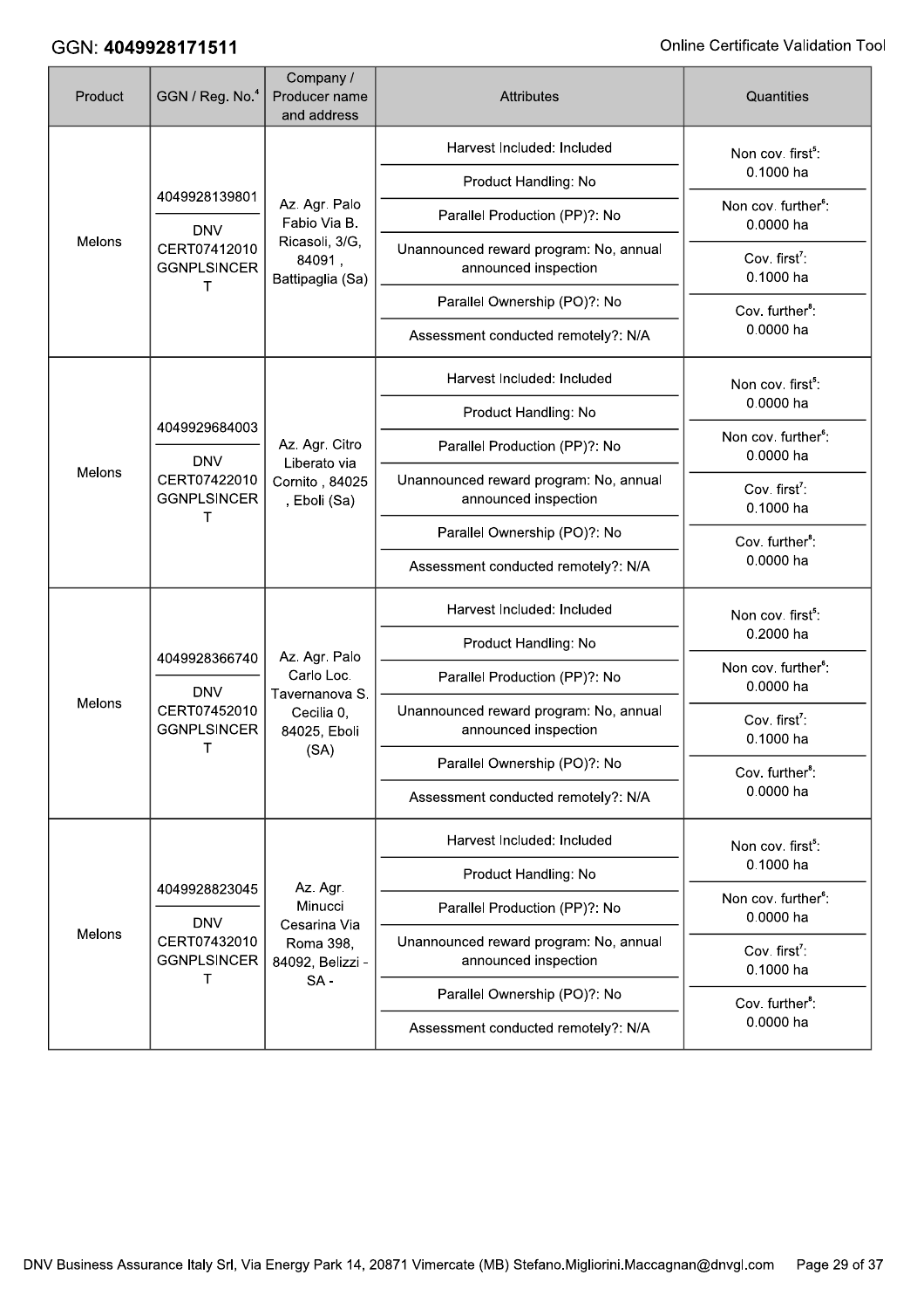GGN: **4049928171511**

| Product | GGN / Reg. No.[4] | Company / Producer name and address | Attributes | Quantities |
|---|---|---|---|---|
| Melons | 4049928139801<br>DNV CERT07412010 GGNPLSINCERT | Az. Agr. Palo Fabio Via B. Ricasoli, 3/G, 84091 , Battipaglia (Sa) | Harvest Included: Included<br>Product Handling: No<br>Parallel Production (PP)?: No<br>Unannounced reward program: No, annual announced inspection<br>Parallel Ownership (PO)?: No<br>Assessment conducted remotely?: N/A | Non cov. first[5]: 0.1000 ha<br>Non cov. further[6]: 0.0000 ha<br>Cov. first[7]: 0.1000 ha<br>Cov. further[8]: 0.0000 ha |
| Melons | 4049929684003<br>DNV CERT07422010 GGNPLSINCERT | Az. Agr. Citro Liberato via Cornito , 84025 , Eboli (Sa) | Harvest Included: Included<br>Product Handling: No<br>Parallel Production (PP)?: No<br>Unannounced reward program: No, annual announced inspection<br>Parallel Ownership (PO)?: No<br>Assessment conducted remotely?: N/A | Non cov. first[5]: 0.0000 ha<br>Non cov. further[6]: 0.0000 ha<br>Cov. first[7]: 0.1000 ha<br>Cov. further[8]: 0.0000 ha |
| Melons | 4049928366740<br>DNV CERT07452010 GGNPLSINCERT | Az. Agr. Palo Carlo Loc. Tavernanova S. Cecilia 0, 84025, Eboli (SA) | Harvest Included: Included<br>Product Handling: No<br>Parallel Production (PP)?: No<br>Unannounced reward program: No, annual announced inspection<br>Parallel Ownership (PO)?: No<br>Assessment conducted remotely?: N/A | Non cov. first[5]: 0.2000 ha<br>Non cov. further[6]: 0.0000 ha<br>Cov. first[7]: 0.1000 ha<br>Cov. further[8]: 0.0000 ha |
| Melons | 4049928823045<br>DNV CERT07432010 GGNPLSINCERT | Az. Agr. Minucci Cesarina Via Roma 398, 84092, Belizzi - SA - | Harvest Included: Included<br>Product Handling: No<br>Parallel Production (PP)?: No<br>Unannounced reward program: No, annual announced inspection<br>Parallel Ownership (PO)?: No<br>Assessment conducted remotely?: N/A | Non cov. first[5]: 0.1000 ha<br>Non cov. further[6]: 0.0000 ha<br>Cov. first[7]: 0.1000 ha<br>Cov. further[8]: 0.0000 ha |

DNV Business Assurance Italy Srl, Via Energy Park 14, 20871 Vimercate (MB) Stefano.Migliorini.Maccagnan@dnvgl.com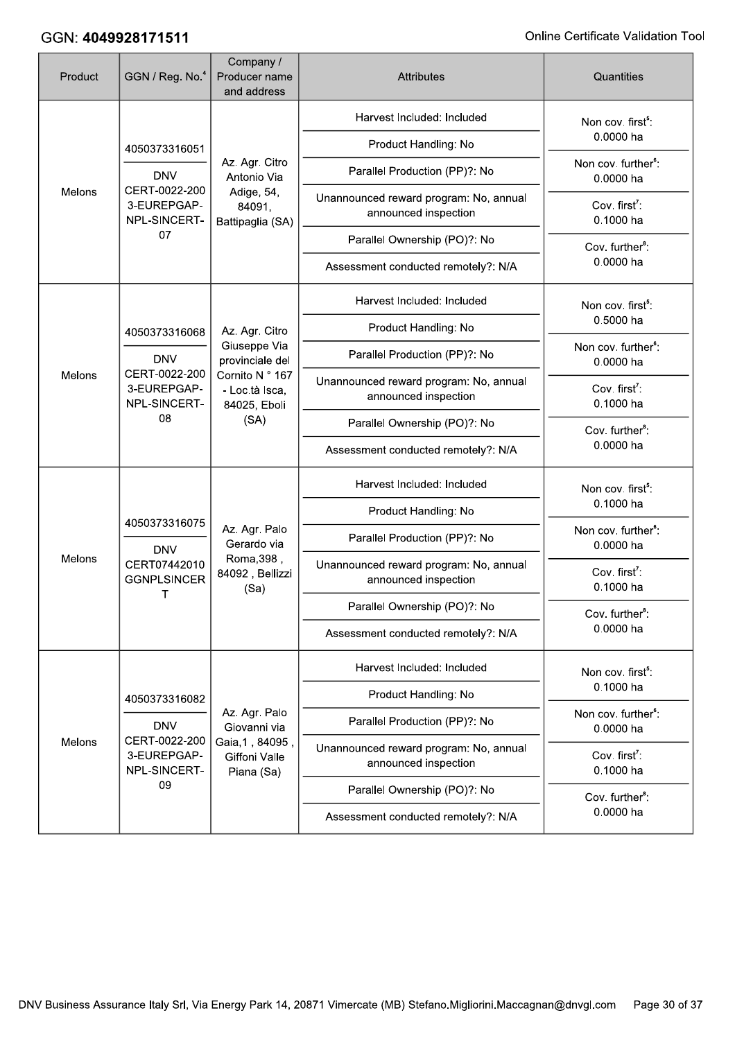GGN: **4049928171511**

| Product | GGN / Reg. No.[4] | Company / Producer name and address | Attributes | Quantities |
|---|---|---|---|---|
| Melons | 4050373316051<br>DNV CERT-0022-2003-EUREPGAP-NPL-SINCERT-07 | Az. Agr. Citro Antonio Via Adige, 54, 84091, Battipaglia (SA) | Harvest Included: Included<br>Product Handling: No<br>Parallel Production (PP)?: No<br>Unannounced reward program: No, annual announced inspection<br>Parallel Ownership (PO)?: No<br>Assessment conducted remotely?: N/A | Non cov. first[5]: 0.0000 ha<br>Non cov. further[6]: 0.0000 ha<br>Cov. first[7]: 0.1000 ha<br>Cov. further[8]: 0.0000 ha |
| Melons | 4050373316068<br>DNV CERT-0022-2003-EUREPGAP-NPL-SINCERT-08 | Az. Agr. Citro Giuseppe Via provinciale del Cornito N ° 167 - Loc.tà Isca, 84025, Eboli (SA) | Harvest Included: Included<br>Product Handling: No<br>Parallel Production (PP)?: No<br>Unannounced reward program: No, annual announced inspection<br>Parallel Ownership (PO)?: No<br>Assessment conducted remotely?: N/A | Non cov. first[5]: 0.5000 ha<br>Non cov. further[6]: 0.0000 ha<br>Cov. first[7]: 0.1000 ha<br>Cov. further[8]: 0.0000 ha |
| Melons | 4050373316075<br>DNV CERT07442010GGNPLSINCERT | Az. Agr. Palo Gerardo via Roma,398 , 84092 , Bellizzi (Sa) | Harvest Included: Included<br>Product Handling: No<br>Parallel Production (PP)?: No<br>Unannounced reward program: No, annual announced inspection<br>Parallel Ownership (PO)?: No<br>Assessment conducted remotely?: N/A | Non cov. first[5]: 0.1000 ha<br>Non cov. further[6]: 0.0000 ha<br>Cov. first[7]: 0.1000 ha<br>Cov. further[8]: 0.0000 ha |
| Melons | 4050373316082<br>DNV CERT-0022-2003-EUREPGAP-NPL-SINCERT-09 | Az. Agr. Palo Giovanni via Gaia,1 , 84095 , Giffoni Valle Piana (Sa) | Harvest Included: Included<br>Product Handling: No<br>Parallel Production (PP)?: No<br>Unannounced reward program: No, annual announced inspection<br>Parallel Ownership (PO)?: No<br>Assessment conducted remotely?: N/A | Non cov. first[5]: 0.1000 ha<br>Non cov. further[6]: 0.0000 ha<br>Cov. first[7]: 0.1000 ha<br>Cov. further[8]: 0.0000 ha |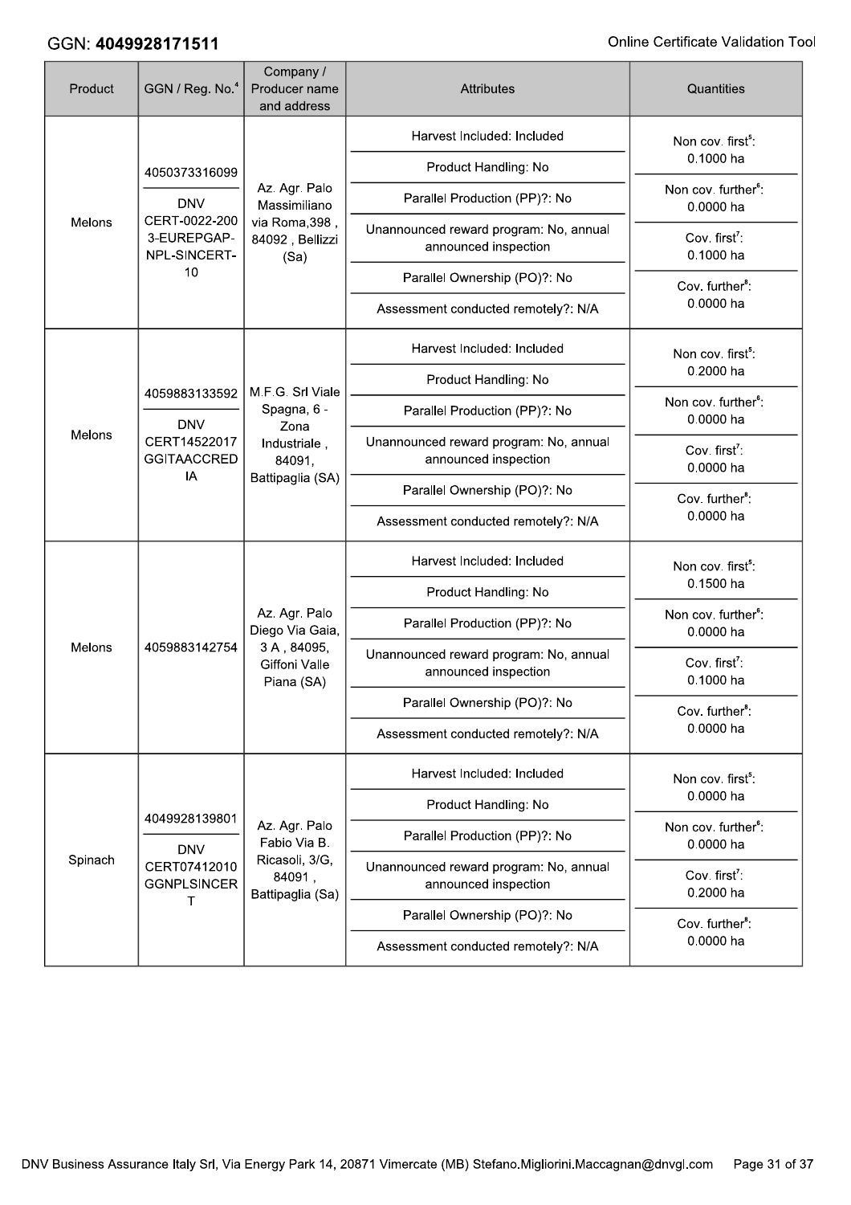| Product | GGN / Reg. No.[4] | Company / Producer name and address | Attributes | Quantities |
|---|---|---|---|---|
| Melons | 4050373316099<br>DNV CERT-0022-2003-EUREPGAP-NPL-SINCERT-10 | Az. Agr. Palo Massimiliano via Roma,398 , 84092 , Bellizzi (Sa) | Harvest Included: Included<br>Product Handling: No<br>Parallel Production (PP)?: No<br>Unannounced reward program: No, annual announced inspection<br>Parallel Ownership (PO)?: No<br>Assessment conducted remotely?: N/A | Non cov. first[5]: 0.1000 ha<br>Non cov. further[6]: 0.0000 ha<br>Cov. first[7]: 0.1000 ha<br>Cov. further[8]: 0.0000 ha |
| Melons | 4059883133592<br>DNV CERT14522017 GGITAACCREDIA | M.F.G. Srl Viale Spagna, 6 - Zona Industriale , 84091, Battipaglia (SA) | Harvest Included: Included<br>Product Handling: No<br>Parallel Production (PP)?: No<br>Unannounced reward program: No, annual announced inspection<br>Parallel Ownership (PO)?: No<br>Assessment conducted remotely?: N/A | Non cov. first[5]: 0.2000 ha<br>Non cov. further[6]: 0.0000 ha<br>Cov. first[7]: 0.0000 ha<br>Cov. further[8]: 0.0000 ha |
| Melons | 4059883142754 | Az. Agr. Palo Diego Via Gaia, 3 A , 84095, Giffoni Valle Piana (SA) | Harvest Included: Included<br>Product Handling: No<br>Parallel Production (PP)?: No<br>Unannounced reward program: No, annual announced inspection<br>Parallel Ownership (PO)?: No<br>Assessment conducted remotely?: N/A | Non cov. first[5]: 0.1500 ha<br>Non cov. further[6]: 0.0000 ha<br>Cov. first[7]: 0.1000 ha<br>Cov. further[8]: 0.0000 ha |
| Spinach | 4049928139801<br>DNV CERT07412010 GGNPLSINCERT | Az. Agr. Palo Fabio Via B. Ricasoli, 3/G, 84091 , Battipaglia (Sa) | Harvest Included: Included<br>Product Handling: No<br>Parallel Production (PP)?: No<br>Unannounced reward program: No, annual announced inspection<br>Parallel Ownership (PO)?: No<br>Assessment conducted remotely?: N/A | Non cov. first[5]: 0.0000 ha<br>Non cov. further[6]: 0.0000 ha<br>Cov. first[7]: 0.2000 ha<br>Cov. further[8]: 0.0000 ha |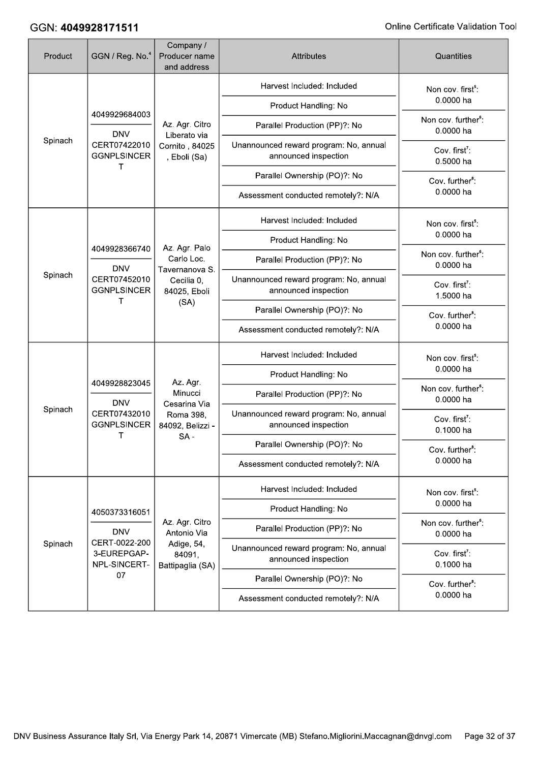GGN: **4049928171511**

| Product | GGN / Reg. No.[4] | Company / Producer name and address | Attributes | Quantities |
|---|---|---|---|---|
| Spinach | 4049929684003<br>DNV CERT07422010 GGNPLSINCERT | Az. Agr. Citro Liberato via Cornito , 84025 , Eboli (Sa) | Harvest Included: Included<br>Product Handling: No<br>Parallel Production (PP)?: No<br>Unannounced reward program: No, annual announced inspection<br>Parallel Ownership (PO)?: No<br>Assessment conducted remotely?: N/A | Non cov. first[5]: 0.0000 ha<br>Non cov. further[6]: 0.0000 ha<br>Cov. first[7]: 0.5000 ha<br>Cov. further[8]: 0.0000 ha |
| Spinach | 4049928366740<br>DNV CERT07452010 GGNPLSINCERT | Az. Agr. Palo Carlo Loc. Tavernanova S. Cecilia 0, 84025, Eboli (SA) | Harvest Included: Included<br>Product Handling: No<br>Parallel Production (PP)?: No<br>Unannounced reward program: No, annual announced inspection<br>Parallel Ownership (PO)?: No<br>Assessment conducted remotely?: N/A | Non cov. first[5]: 0.0000 ha<br>Non cov. further[6]: 0.0000 ha<br>Cov. first[7]: 1.5000 ha<br>Cov. further[8]: 0.0000 ha |
| Spinach | 4049928823045<br>DNV CERT07432010 GGNPLSINCERT | Az. Agr. Minucci Cesarina Via Roma 398, 84092, Belizzi - SA - | Harvest Included: Included<br>Product Handling: No<br>Parallel Production (PP)?: No<br>Unannounced reward program: No, annual announced inspection<br>Parallel Ownership (PO)?: No<br>Assessment conducted remotely?: N/A | Non cov. first[5]: 0.0000 ha<br>Non cov. further[6]: 0.0000 ha<br>Cov. first[7]: 0.1000 ha<br>Cov. further[8]: 0.0000 ha |
| Spinach | 4050373316051<br>DNV CERT-0022-2003-EUREPGAP-NPL-SINCERT-07 | Az. Agr. Citro Antonio Via Adige, 54, 84091, Battipaglia (SA) | Harvest Included: Included<br>Product Handling: No<br>Parallel Production (PP)?: No<br>Unannounced reward program: No, annual announced inspection<br>Parallel Ownership (PO)?: No<br>Assessment conducted remotely?: N/A | Non cov. first[5]: 0.0000 ha<br>Non cov. further[6]: 0.0000 ha<br>Cov. first[7]: 0.1000 ha<br>Cov. further[8]: 0.0000 ha |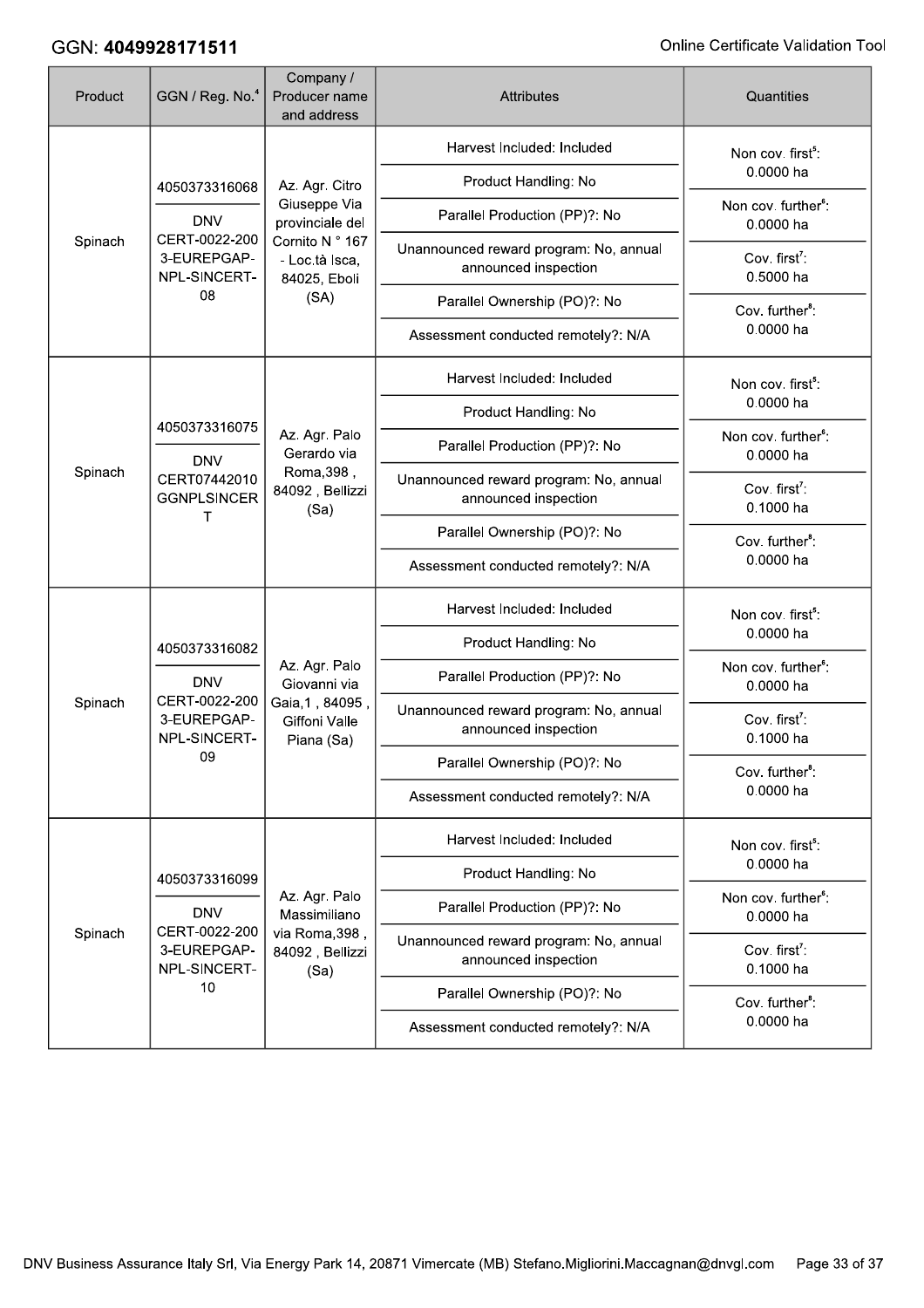GGN: **4049928171511**

| Product | GGN / Reg. No.[4] | Company / Producer name and address | Attributes | Quantities |
|---|---|---|---|---|
| Spinach | 4050373316068<br>DNV CERT-0022-2003-EUREPGAP-NPL-SINCERT-08 | Az. Agr. Citro Giuseppe Via provinciale del Cornito N ° 167 - Loc.tà Isca, 84025, Eboli (SA) | Harvest Included: Included<br>Product Handling: No<br>Parallel Production (PP)?: No<br>Unannounced reward program: No, annual announced inspection<br>Parallel Ownership (PO)?: No<br>Assessment conducted remotely?: N/A | Non cov. first[5]: 0.0000 ha<br>Non cov. further[6]: 0.0000 ha<br>Cov. first[7]: 0.5000 ha<br>Cov. further[8]: 0.0000 ha |
| Spinach | 4050373316075<br>DNV CERT07442010GGNPLSINCERT | Az. Agr. Palo Gerardo via Roma,398 , 84092 , Bellizzi (Sa) | Harvest Included: Included<br>Product Handling: No<br>Parallel Production (PP)?: No<br>Unannounced reward program: No, annual announced inspection<br>Parallel Ownership (PO)?: No<br>Assessment conducted remotely?: N/A | Non cov. first[5]: 0.0000 ha<br>Non cov. further[6]: 0.0000 ha<br>Cov. first[7]: 0.1000 ha<br>Cov. further[8]: 0.0000 ha |
| Spinach | 4050373316082<br>DNV CERT-0022-2003-EUREPGAP-NPL-SINCERT-09 | Az. Agr. Palo Giovanni via Gaia,1 , 84095 , Giffoni Valle Piana (Sa) | Harvest Included: Included<br>Product Handling: No<br>Parallel Production (PP)?: No<br>Unannounced reward program: No, annual announced inspection<br>Parallel Ownership (PO)?: No<br>Assessment conducted remotely?: N/A | Non cov. first[5]: 0.0000 ha<br>Non cov. further[6]: 0.0000 ha<br>Cov. first[7]: 0.1000 ha<br>Cov. further[8]: 0.0000 ha |
| Spinach | 4050373316099<br>DNV CERT-0022-2003-EUREPGAP-NPL-SINCERT-10 | Az. Agr. Palo Massimiliano via Roma,398 , 84092 , Bellizzi (Sa) | Harvest Included: Included<br>Product Handling: No<br>Parallel Production (PP)?: No<br>Unannounced reward program: No, annual announced inspection<br>Parallel Ownership (PO)?: No<br>Assessment conducted remotely?: N/A | Non cov. first[5]: 0.0000 ha<br>Non cov. further[6]: 0.0000 ha<br>Cov. first[7]: 0.1000 ha<br>Cov. further[8]: 0.0000 ha |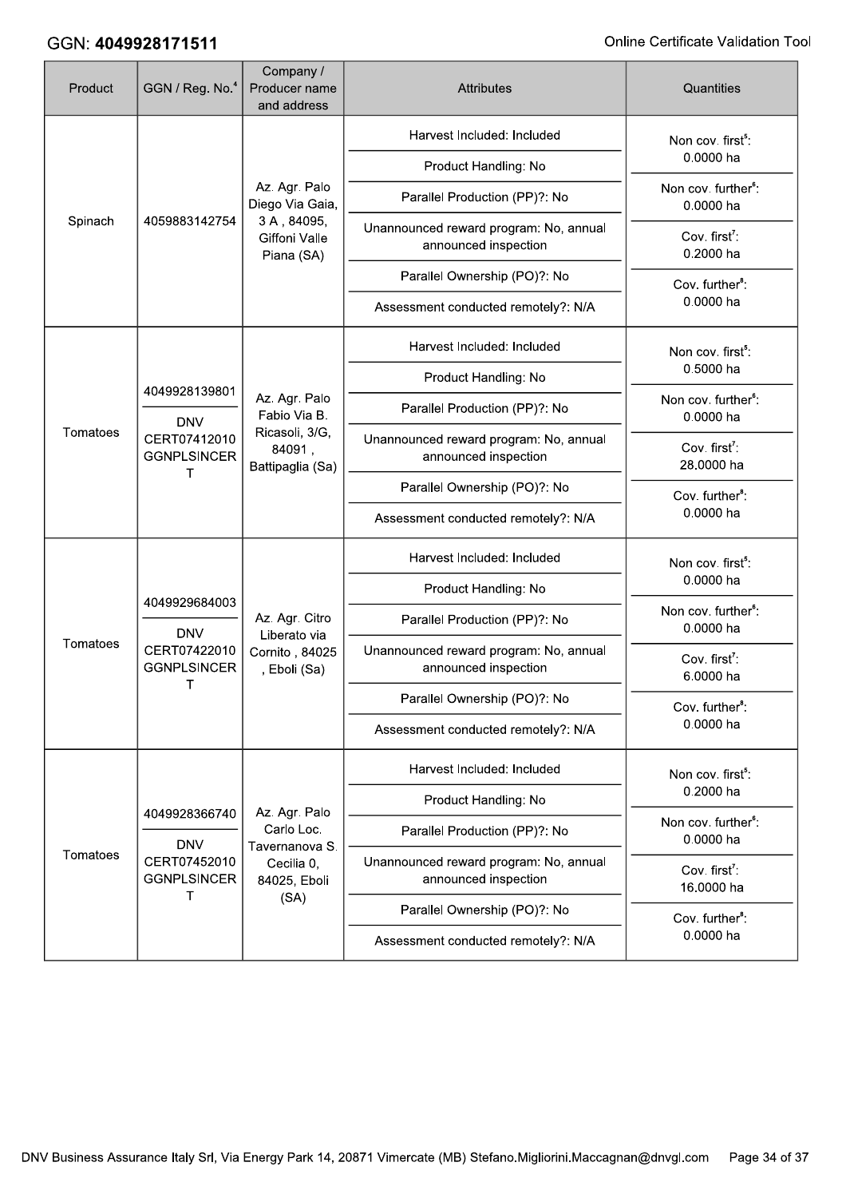GGN: **4049928171511**

| Product | GGN / Reg. No.[4] | Company / Producer name and address | Attributes | Quantities |
|---|---|---|---|---|
| Spinach | 4059883142754 | Az. Agr. Palo Diego Via Gaia, 3 A , 84095, Giffoni Valle Piana (SA) | Harvest Included: Included<br>Product Handling: No<br>Parallel Production (PP)?: No<br>Unannounced reward program: No, annual announced inspection<br>Parallel Ownership (PO)?: No<br>Assessment conducted remotely?: N/A | Non cov. first[5]: 0.0000 ha<br>Non cov. further[6]: 0.0000 ha<br>Cov. first[7]: 0.2000 ha<br>Cov. further[8]: 0.0000 ha |
| Tomatoes | 4049928139801<br>DNV CERT07412010 GGNPLSINCERT | Az. Agr. Palo Fabio Via B. Ricasoli, 3/G, 84091 , Battipaglia (Sa) | Harvest Included: Included<br>Product Handling: No<br>Parallel Production (PP)?: No<br>Unannounced reward program: No, annual announced inspection<br>Parallel Ownership (PO)?: No<br>Assessment conducted remotely?: N/A | Non cov. first[5]: 0.5000 ha<br>Non cov. further[6]: 0.0000 ha<br>Cov. first[7]: 28.0000 ha<br>Cov. further[8]: 0.0000 ha |
| Tomatoes | 4049929684003<br>DNV CERT07422010 GGNPLSINCERT | Az. Agr. Citro Liberato via Cornito , 84025 , Eboli (Sa) | Harvest Included: Included<br>Product Handling: No<br>Parallel Production (PP)?: No<br>Unannounced reward program: No, annual announced inspection<br>Parallel Ownership (PO)?: No<br>Assessment conducted remotely?: N/A | Non cov. first[5]: 0.0000 ha<br>Non cov. further[6]: 0.0000 ha<br>Cov. first[7]: 6.0000 ha<br>Cov. further[8]: 0.0000 ha |
| Tomatoes | 4049928366740<br>DNV CERT07452010 GGNPLSINCERT | Az. Agr. Palo Carlo Loc. Tavernanova S. Cecilia 0, 84025, Eboli (SA) | Harvest Included: Included<br>Product Handling: No<br>Parallel Production (PP)?: No<br>Unannounced reward program: No, annual announced inspection<br>Parallel Ownership (PO)?: No<br>Assessment conducted remotely?: N/A | Non cov. first[5]: 0.2000 ha<br>Non cov. further[6]: 0.0000 ha<br>Cov. first[7]: 16.0000 ha<br>Cov. further[8]: 0.0000 ha |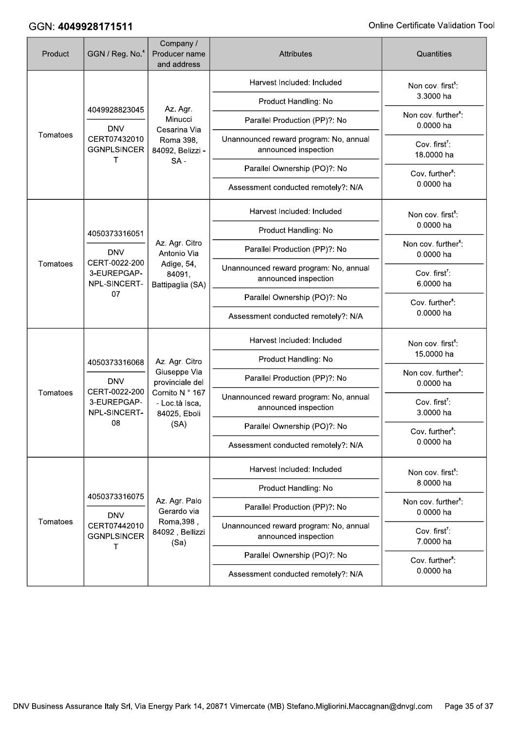GGN: **4049928171511**

| Product | GGN / Reg. No.[4] | Company / Producer name and address | Attributes | Quantities |
|---|---|---|---|---|
| Tomatoes | 4049928823045<br>DNV CERT07432010 GGNPLSINCERT | Az. Agr. Minucci Cesarina Via Roma 398, 84092, Belizzi - SA - | Harvest Included: Included<br>Product Handling: No<br>Parallel Production (PP)?: No<br>Unannounced reward program: No, annual announced inspection<br>Parallel Ownership (PO)?: No<br>Assessment conducted remotely?: N/A | Non cov. first[5]: 3.3000 ha<br>Non cov. further[6]: 0.0000 ha<br>Cov. first[7]: 18.0000 ha<br>Cov. further[8]: 0.0000 ha |
| Tomatoes | 4050373316051<br>DNV CERT-0022-2003-EUREPGAP-NPL-SINCERT-07 | Az. Agr. Citro Antonio Via Adige, 54, 84091, Battipaglia (SA) | Harvest Included: Included<br>Product Handling: No<br>Parallel Production (PP)?: No<br>Unannounced reward program: No, annual announced inspection<br>Parallel Ownership (PO)?: No<br>Assessment conducted remotely?: N/A | Non cov. first[5]: 0.0000 ha<br>Non cov. further[6]: 0.0000 ha<br>Cov. first[7]: 6.0000 ha<br>Cov. further[8]: 0.0000 ha |
| Tomatoes | 4050373316068<br>DNV CERT-0022-2003-EUREPGAP-NPL-SINCERT-08 | Az. Agr. Citro Giuseppe Via provinciale del Cornito N ° 167 - Loc.tà Isca, 84025, Eboli (SA) | Harvest Included: Included<br>Product Handling: No<br>Parallel Production (PP)?: No<br>Unannounced reward program: No, annual announced inspection<br>Parallel Ownership (PO)?: No<br>Assessment conducted remotely?: N/A | Non cov. first[5]: 15.0000 ha<br>Non cov. further[6]: 0.0000 ha<br>Cov. first[7]: 3.0000 ha<br>Cov. further[8]: 0.0000 ha |
| Tomatoes | 4050373316075<br>DNV CERT07442010 GGNPLSINCERT | Az. Agr. Palo Gerardo via Roma,398 , 84092 , Bellizzi (Sa) | Harvest Included: Included<br>Product Handling: No<br>Parallel Production (PP)?: No<br>Unannounced reward program: No, annual announced inspection<br>Parallel Ownership (PO)?: No<br>Assessment conducted remotely?: N/A | Non cov. first[5]: 8.0000 ha<br>Non cov. further[6]: 0.0000 ha<br>Cov. first[7]: 7.0000 ha<br>Cov. further[8]: 0.0000 ha |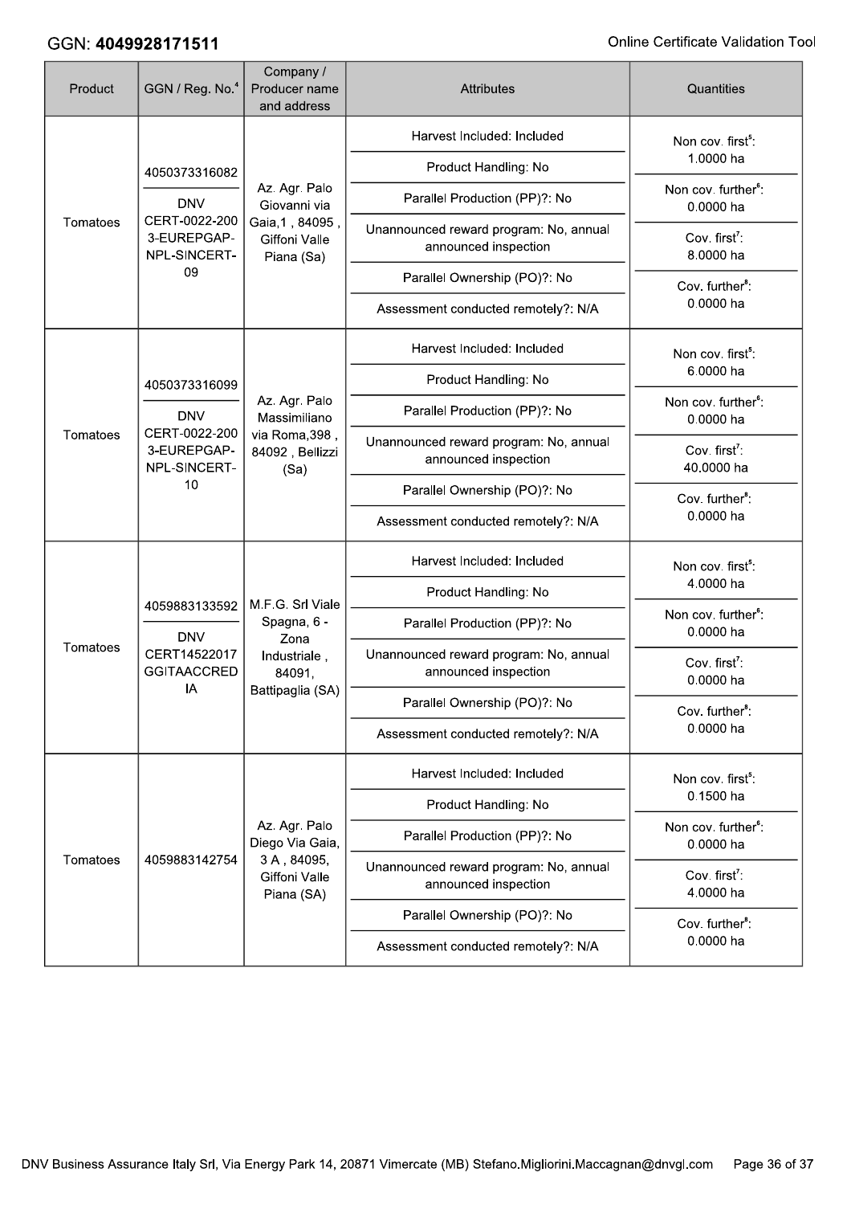GGN: **4049928171511**

| Product | GGN / Reg. No.[4] | Company / Producer name and address | Attributes | Quantities |
|---|---|---|---|---|
| Tomatoes | 4050373316082<br>DNV CERT-0022-2003-EUREPGAP-NPL-SINCERT-09 | Az. Agr. Palo Giovanni via Gaia,1 , 84095 , Giffoni Valle Piana (Sa) | Harvest Included: Included<br>Product Handling: No<br>Parallel Production (PP)?: No<br>Unannounced reward program: No, annual announced inspection<br>Parallel Ownership (PO)?: No<br>Assessment conducted remotely?: N/A | Non cov. first[5]: 1.0000 ha<br>Non cov. further[6]: 0.0000 ha<br>Cov. first[7]: 8.0000 ha<br>Cov. further[8]: 0.0000 ha |
| Tomatoes | 4050373316099<br>DNV CERT-0022-2003-EUREPGAP-NPL-SINCERT-10 | Az. Agr. Palo Massimiliano via Roma,398 , 84092 , Bellizzi (Sa) | Harvest Included: Included<br>Product Handling: No<br>Parallel Production (PP)?: No<br>Unannounced reward program: No, annual announced inspection<br>Parallel Ownership (PO)?: No<br>Assessment conducted remotely?: N/A | Non cov. first[5]: 6.0000 ha<br>Non cov. further[6]: 0.0000 ha<br>Cov. first[7]: 40.0000 ha<br>Cov. further[8]: 0.0000 ha |
| Tomatoes | 4059883133592<br>DNV CERT14522017GGITAACCREDIA | M.F.G. Srl Viale Spagna, 6 - Zona Industriale , 84091, Battipaglia (SA) | Harvest Included: Included<br>Product Handling: No<br>Parallel Production (PP)?: No<br>Unannounced reward program: No, annual announced inspection<br>Parallel Ownership (PO)?: No<br>Assessment conducted remotely?: N/A | Non cov. first[5]: 4.0000 ha<br>Non cov. further[6]: 0.0000 ha<br>Cov. first[7]: 0.0000 ha<br>Cov. further[8]: 0.0000 ha |
| Tomatoes | 4059883142754 | Az. Agr. Palo Diego Via Gaia, 3 A , 84095, Giffoni Valle Piana (SA) | Harvest Included: Included<br>Product Handling: No<br>Parallel Production (PP)?: No<br>Unannounced reward program: No, annual announced inspection<br>Parallel Ownership (PO)?: No<br>Assessment conducted remotely?: N/A | Non cov. first[5]: 0.1500 ha<br>Non cov. further[6]: 0.0000 ha<br>Cov. first[7]: 4.0000 ha<br>Cov. further[8]: 0.0000 ha |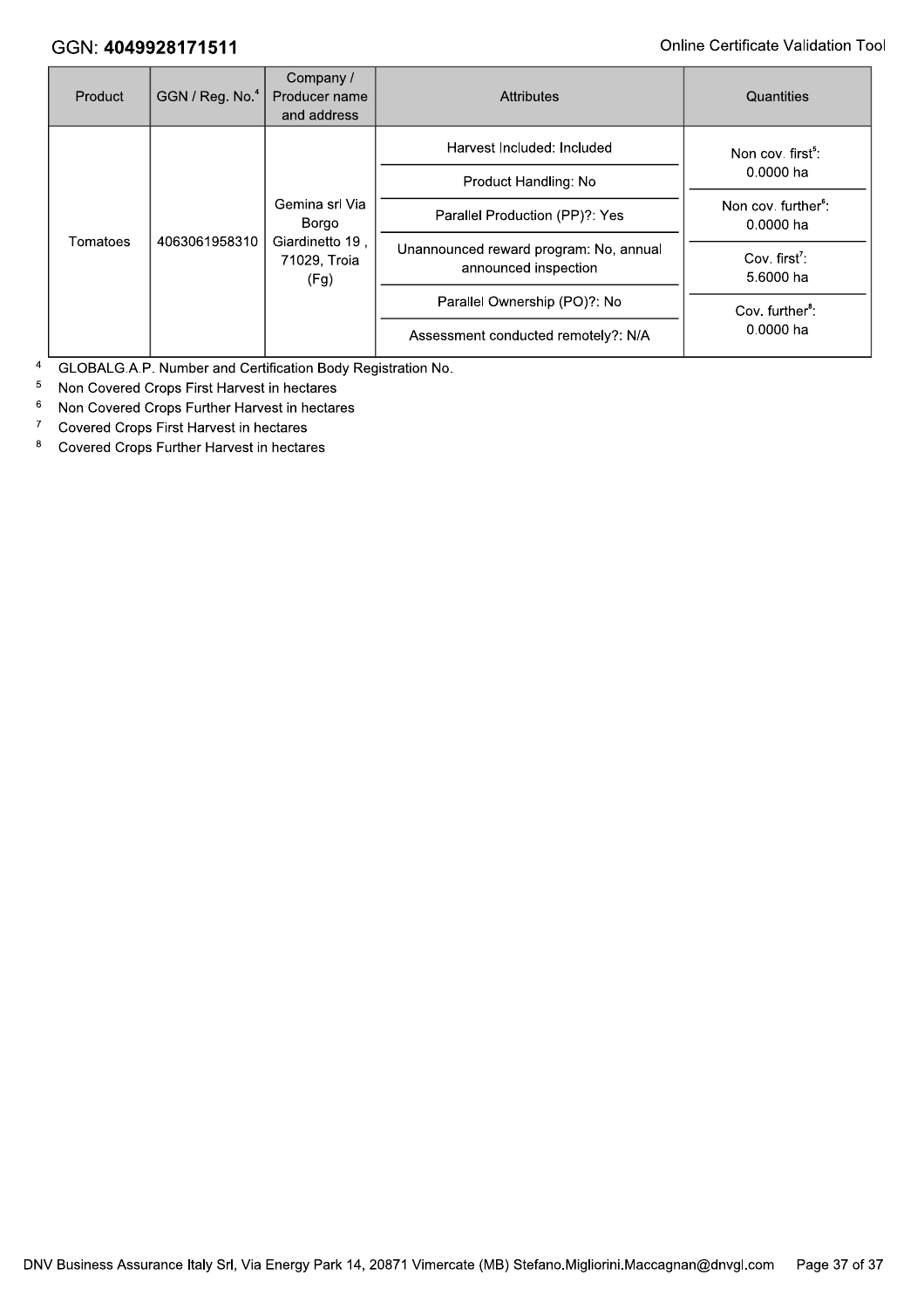| Product | GGN / Reg. No.[4] | Company / Producer name and address | Attributes | Quantities |
|---|---|---|---|---|
| Tomatoes | 4063061958310 | Gemina srl Via Borgo Giardinetto 19 , 71029, Troia (Fg) | Harvest Included: Included<br>Product Handling: No<br>Parallel Production (PP)?: Yes<br>Unannounced reward program: No, annual announced inspection<br>Parallel Ownership (PO)?: No<br>Assessment conducted remotely?: N/A | Non cov. first[5]: 0.0000 ha<br>Non cov. further[6]: 0.0000 ha<br>Cov. first[7]: 5.6000 ha<br>Cov. further[8]: 0.0000 ha |

[4] GLOBALG.A.P. Number and Certification Body Registration No.

[5] Non Covered Crops First Harvest in hectares

[6] Non Covered Crops Further Harvest in hectares

[7] Covered Crops First Harvest in hectares

[8] Covered Crops Further Harvest in hectares